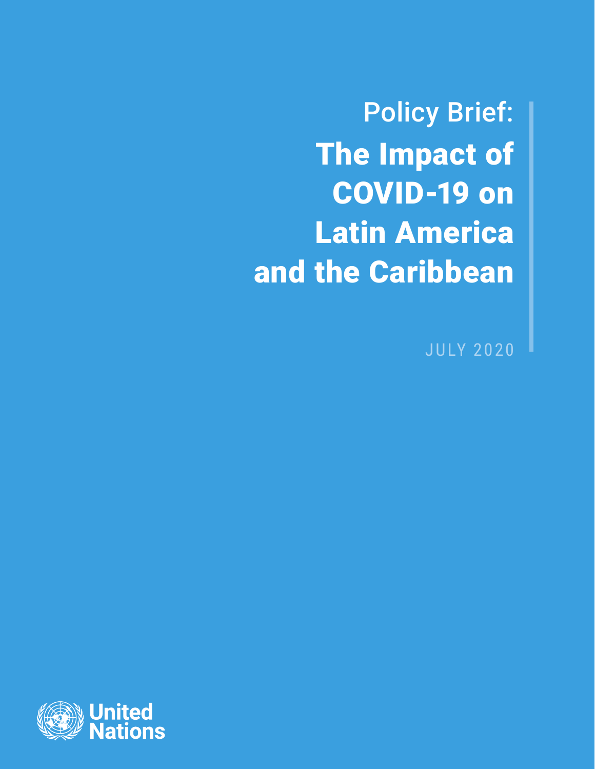Policy Brief:

# The Impact of COVID-19 on Latin America and the Caribbean

JULY 2020

United Nations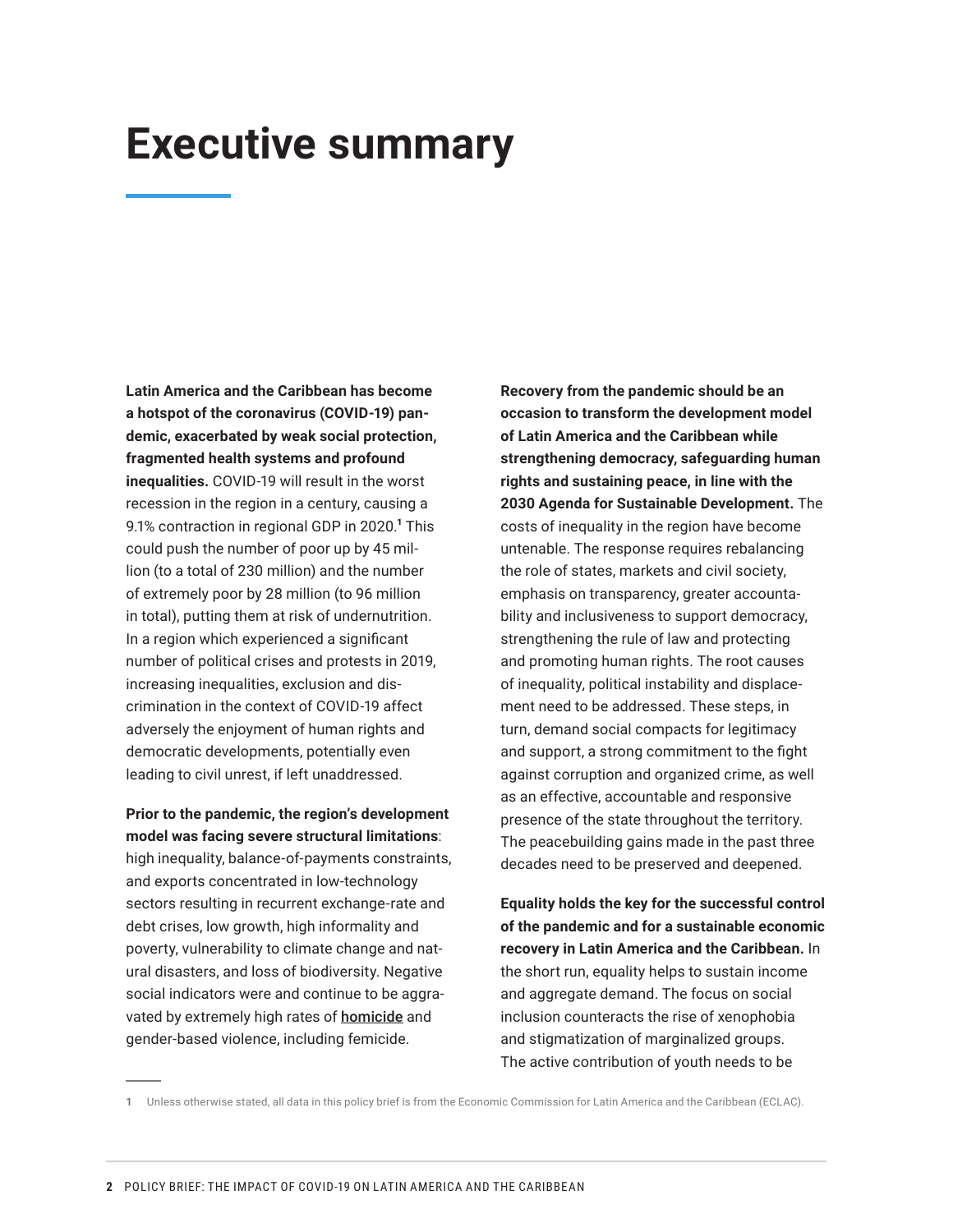# Executive summary

**Latin America and the Caribbean has become a hotspot of the coronavirus (COVID-19) pandemic, exacerbated by weak social protection, fragmented health systems and profound inequalities.** COVID-19 will result in the worst recession in the region in a century, causing a 9.1% contraction in regional GDP in 2020.[1] This could push the number of poor up by 45 million (to a total of 230 million) and the number of extremely poor by 28 million (to 96 million in total), putting them at risk of undernutrition. In a region which experienced a significant number of political crises and protests in 2019, increasing inequalities, exclusion and discrimination in the context of COVID-19 affect adversely the enjoyment of human rights and democratic developments, potentially even leading to civil unrest, if left unaddressed.

**Prior to the pandemic, the region's development model was facing severe structural limitations**: high inequality, balance-of-payments constraints, and exports concentrated in low-technology sectors resulting in recurrent exchange-rate and debt crises, low growth, high informality and poverty, vulnerability to climate change and natural disasters, and loss of biodiversity. Negative social indicators were and continue to be aggravated by extremely high rates of homicide and gender-based violence, including femicide.

**Recovery from the pandemic should be an occasion to transform the development model of Latin America and the Caribbean while strengthening democracy, safeguarding human rights and sustaining peace, in line with the 2030 Agenda for Sustainable Development.** The costs of inequality in the region have become untenable. The response requires rebalancing the role of states, markets and civil society, emphasis on transparency, greater accountability and inclusiveness to support democracy, strengthening the rule of law and protecting and promoting human rights. The root causes of inequality, political instability and displacement need to be addressed. These steps, in turn, demand social compacts for legitimacy and support, a strong commitment to the fight against corruption and organized crime, as well as an effective, accountable and responsive presence of the state throughout the territory. The peacebuilding gains made in the past three decades need to be preserved and deepened.

**Equality holds the key for the successful control of the pandemic and for a sustainable economic recovery in Latin America and the Caribbean.** In the short run, equality helps to sustain income and aggregate demand. The focus on social inclusion counteracts the rise of xenophobia and stigmatization of marginalized groups. The active contribution of youth needs to be

---

1 Unless otherwise stated, all data in this policy brief is from the Economic Commission for Latin America and the Caribbean (ECLAC).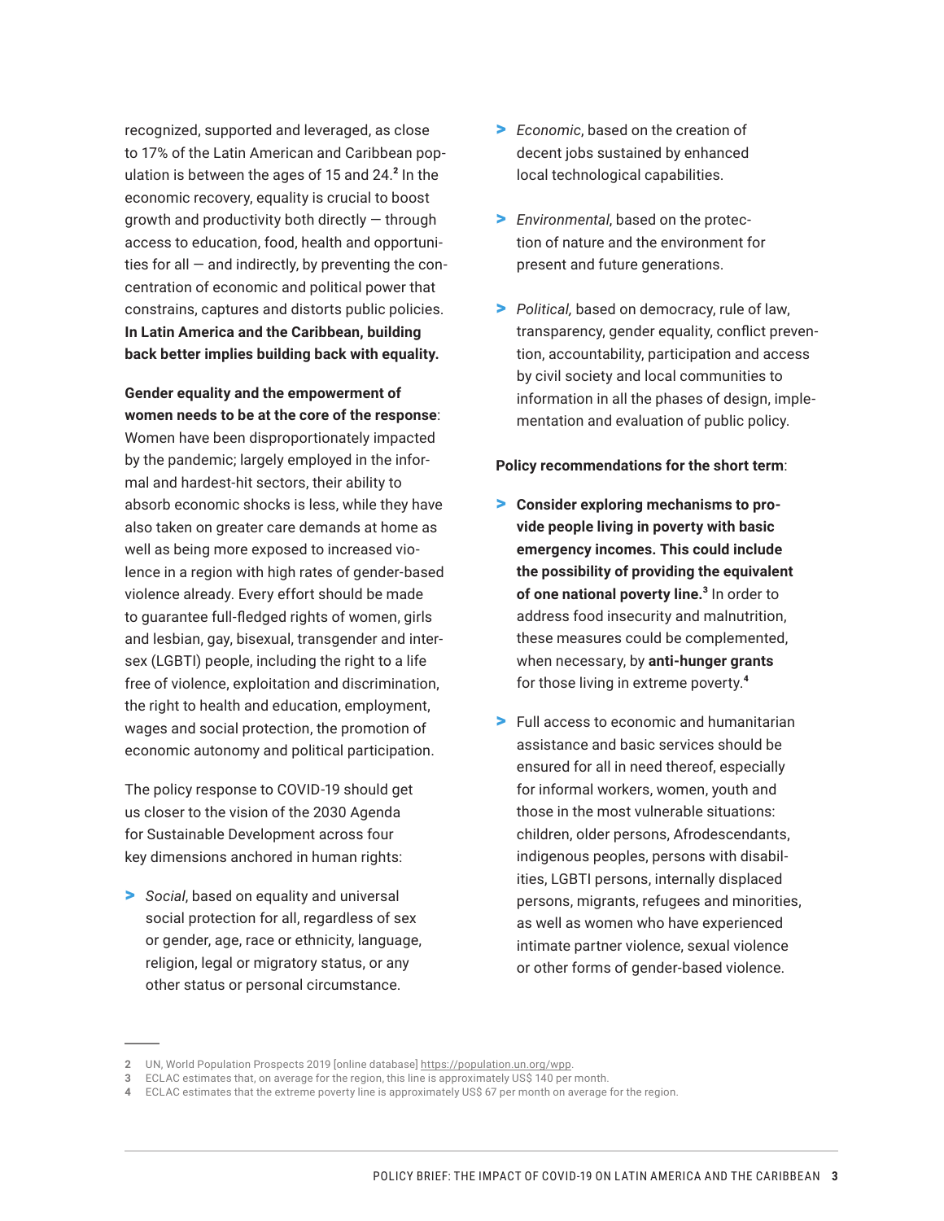recognized, supported and leveraged, as close to 17% of the Latin American and Caribbean population is between the ages of 15 and 24.[2] In the economic recovery, equality is crucial to boost growth and productivity both directly — through access to education, food, health and opportunities for all — and indirectly, by preventing the concentration of economic and political power that constrains, captures and distorts public policies. **In Latin America and the Caribbean, building back better implies building back with equality.**

**Gender equality and the empowerment of women needs to be at the core of the response**: Women have been disproportionately impacted by the pandemic; largely employed in the informal and hardest-hit sectors, their ability to absorb economic shocks is less, while they have also taken on greater care demands at home as well as being more exposed to increased violence in a region with high rates of gender-based violence already. Every effort should be made to guarantee full-fledged rights of women, girls and lesbian, gay, bisexual, transgender and intersex (LGBTI) people, including the right to a life free of violence, exploitation and discrimination, the right to health and education, employment, wages and social protection, the promotion of economic autonomy and political participation.

The policy response to COVID-19 should get us closer to the vision of the 2030 Agenda for Sustainable Development across four key dimensions anchored in human rights:

- *Social*, based on equality and universal social protection for all, regardless of sex or gender, age, race or ethnicity, language, religion, legal or migratory status, or any other status or personal circumstance.
- *Economic*, based on the creation of decent jobs sustained by enhanced local technological capabilities.
- *Environmental*, based on the protection of nature and the environment for present and future generations.
- *Political,* based on democracy, rule of law, transparency, gender equality, conflict prevention, accountability, participation and access by civil society and local communities to information in all the phases of design, implementation and evaluation of public policy.

**Policy recommendations for the short term**:

- **Consider exploring mechanisms to provide people living in poverty with basic emergency incomes. This could include the possibility of providing the equivalent of one national poverty line.**[3] In order to address food insecurity and malnutrition, these measures could be complemented, when necessary, by **anti-hunger grants** for those living in extreme poverty.[4]
- Full access to economic and humanitarian assistance and basic services should be ensured for all in need thereof, especially for informal workers, women, youth and those in the most vulnerable situations: children, older persons, Afrodescendants, indigenous peoples, persons with disabilities, LGBTI persons, internally displaced persons, migrants, refugees and minorities, as well as women who have experienced intimate partner violence, sexual violence or other forms of gender-based violence.

---

2 UN, World Population Prospects 2019 [online database] https://population.un.org/wpp.

3 ECLAC estimates that, on average for the region, this line is approximately US$ 140 per month.

4 ECLAC estimates that the extreme poverty line is approximately US$ 67 per month on average for the region.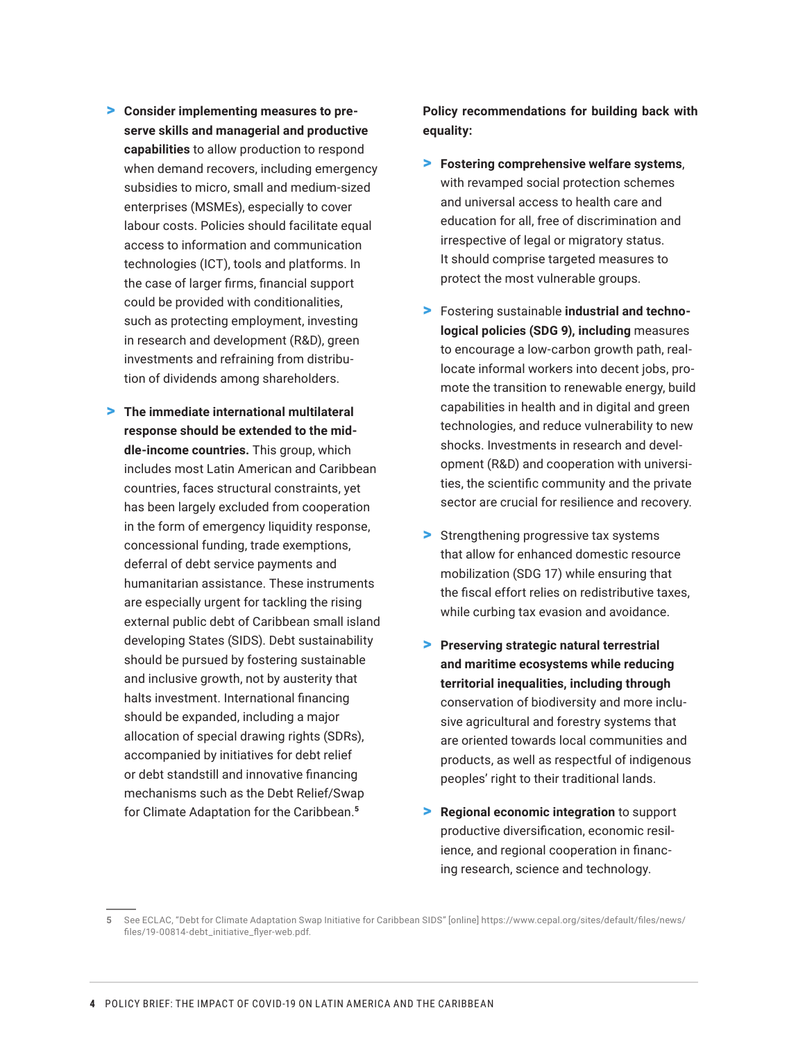- **Consider implementing measures to preserve skills and managerial and productive capabilities** to allow production to respond when demand recovers, including emergency subsidies to micro, small and medium-sized enterprises (MSMEs), especially to cover labour costs. Policies should facilitate equal access to information and communication technologies (ICT), tools and platforms. In the case of larger firms, financial support could be provided with conditionalities, such as protecting employment, investing in research and development (R&D), green investments and refraining from distribution of dividends among shareholders.

- **The immediate international multilateral response should be extended to the middle-income countries.** This group, which includes most Latin American and Caribbean countries, faces structural constraints, yet has been largely excluded from cooperation in the form of emergency liquidity response, concessional funding, trade exemptions, deferral of debt service payments and humanitarian assistance. These instruments are especially urgent for tackling the rising external public debt of Caribbean small island developing States (SIDS). Debt sustainability should be pursued by fostering sustainable and inclusive growth, not by austerity that halts investment. International financing should be expanded, including a major allocation of special drawing rights (SDRs), accompanied by initiatives for debt relief or debt standstill and innovative financing mechanisms such as the Debt Relief/Swap for Climate Adaptation for the Caribbean.[5]

**Policy recommendations for building back with equality:**

- **Fostering comprehensive welfare systems**, with revamped social protection schemes and universal access to health care and education for all, free of discrimination and irrespective of legal or migratory status. It should comprise targeted measures to protect the most vulnerable groups.

- Fostering sustainable **industrial and technological policies (SDG 9), including** measures to encourage a low-carbon growth path, reallocate informal workers into decent jobs, promote the transition to renewable energy, build capabilities in health and in digital and green technologies, and reduce vulnerability to new shocks. Investments in research and development (R&D) and cooperation with universities, the scientific community and the private sector are crucial for resilience and recovery.

- Strengthening progressive tax systems that allow for enhanced domestic resource mobilization (SDG 17) while ensuring that the fiscal effort relies on redistributive taxes, while curbing tax evasion and avoidance.

- **Preserving strategic natural terrestrial and maritime ecosystems while reducing territorial inequalities, including through** conservation of biodiversity and more inclusive agricultural and forestry systems that are oriented towards local communities and products, as well as respectful of indigenous peoples' right to their traditional lands.

- **Regional economic integration** to support productive diversification, economic resilience, and regional cooperation in financing research, science and technology.

---

5 See ECLAC, "Debt for Climate Adaptation Swap Initiative for Caribbean SIDS" [online] https://www.cepal.org/sites/default/files/news/files/19-00814-debt_initiative_flyer-web.pdf.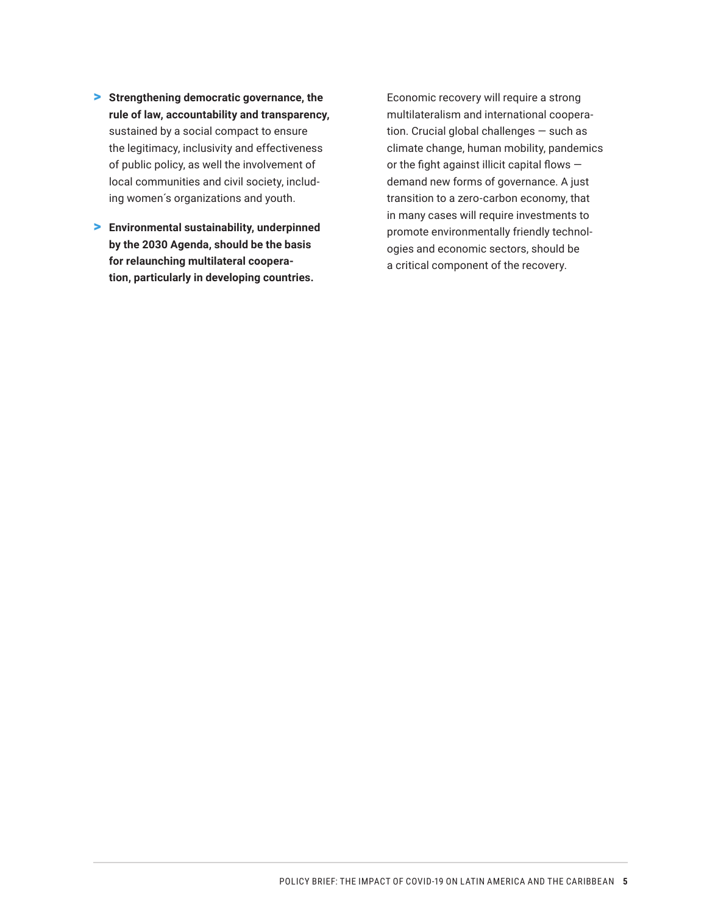- **Strengthening democratic governance, the rule of law, accountability and transparency,** sustained by a social compact to ensure the legitimacy, inclusivity and effectiveness of public policy, as well the involvement of local communities and civil society, including women´s organizations and youth.
- **Environmental sustainability, underpinned by the 2030 Agenda, should be the basis for relaunching multilateral cooperation, particularly in developing countries.**

Economic recovery will require a strong multilateralism and international cooperation. Crucial global challenges — such as climate change, human mobility, pandemics or the fight against illicit capital flows — demand new forms of governance. A just transition to a zero-carbon economy, that in many cases will require investments to promote environmentally friendly technologies and economic sectors, should be a critical component of the recovery.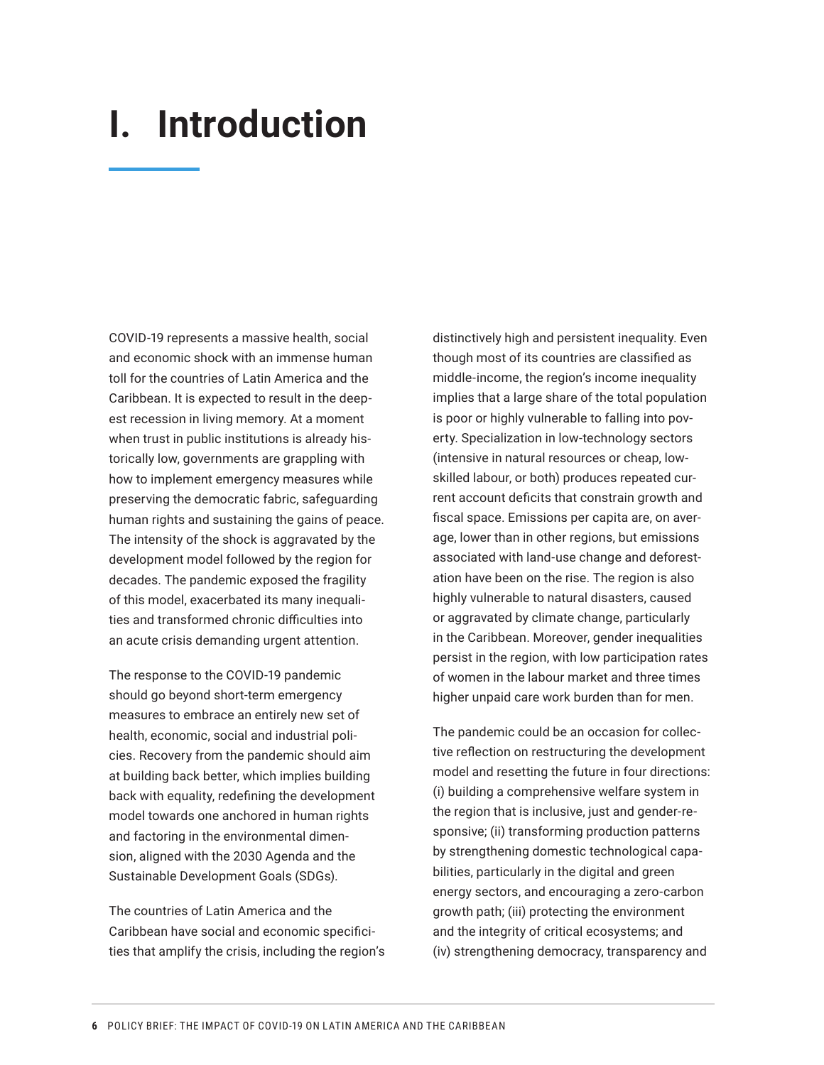# I. Introduction

COVID-19 represents a massive health, social and economic shock with an immense human toll for the countries of Latin America and the Caribbean. It is expected to result in the deepest recession in living memory. At a moment when trust in public institutions is already historically low, governments are grappling with how to implement emergency measures while preserving the democratic fabric, safeguarding human rights and sustaining the gains of peace. The intensity of the shock is aggravated by the development model followed by the region for decades. The pandemic exposed the fragility of this model, exacerbated its many inequalities and transformed chronic difficulties into an acute crisis demanding urgent attention.

The response to the COVID-19 pandemic should go beyond short-term emergency measures to embrace an entirely new set of health, economic, social and industrial policies. Recovery from the pandemic should aim at building back better, which implies building back with equality, redefining the development model towards one anchored in human rights and factoring in the environmental dimension, aligned with the 2030 Agenda and the Sustainable Development Goals (SDGs).

The countries of Latin America and the Caribbean have social and economic specificities that amplify the crisis, including the region's distinctively high and persistent inequality. Even though most of its countries are classified as middle-income, the region's income inequality implies that a large share of the total population is poor or highly vulnerable to falling into poverty. Specialization in low-technology sectors (intensive in natural resources or cheap, low-skilled labour, or both) produces repeated current account deficits that constrain growth and fiscal space. Emissions per capita are, on average, lower than in other regions, but emissions associated with land-use change and deforestation have been on the rise. The region is also highly vulnerable to natural disasters, caused or aggravated by climate change, particularly in the Caribbean. Moreover, gender inequalities persist in the region, with low participation rates of women in the labour market and three times higher unpaid care work burden than for men.

The pandemic could be an occasion for collective reflection on restructuring the development model and resetting the future in four directions: (i) building a comprehensive welfare system in the region that is inclusive, just and gender-responsive; (ii) transforming production patterns by strengthening domestic technological capabilities, particularly in the digital and green energy sectors, and encouraging a zero-carbon growth path; (iii) protecting the environment and the integrity of critical ecosystems; and (iv) strengthening democracy, transparency and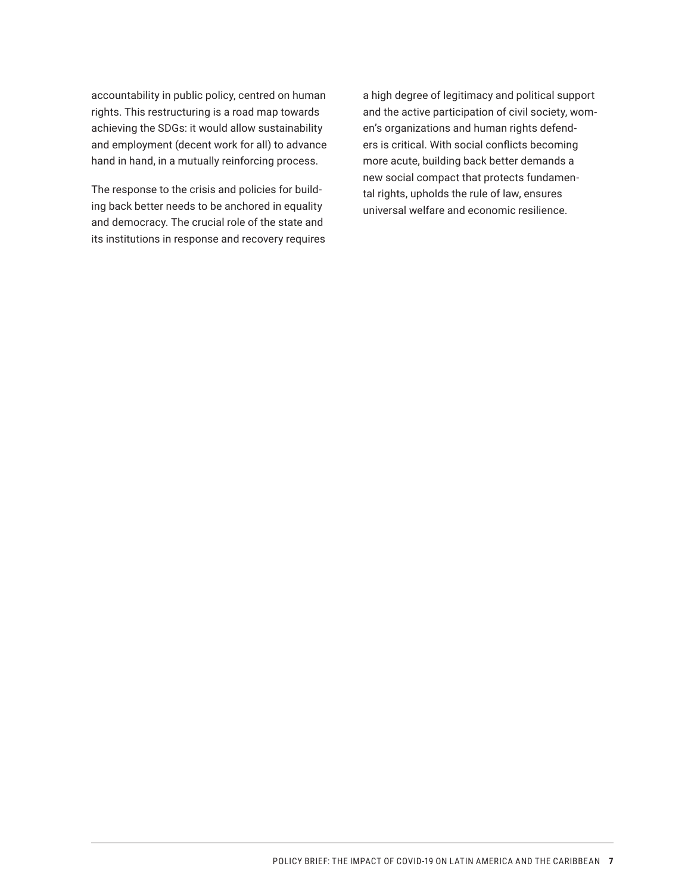accountability in public policy, centred on human rights. This restructuring is a road map towards achieving the SDGs: it would allow sustainability and employment (decent work for all) to advance hand in hand, in a mutually reinforcing process.

The response to the crisis and policies for building back better needs to be anchored in equality and democracy. The crucial role of the state and its institutions in response and recovery requires a high degree of legitimacy and political support and the active participation of civil society, women's organizations and human rights defenders is critical. With social conflicts becoming more acute, building back better demands a new social compact that protects fundamental rights, upholds the rule of law, ensures universal welfare and economic resilience.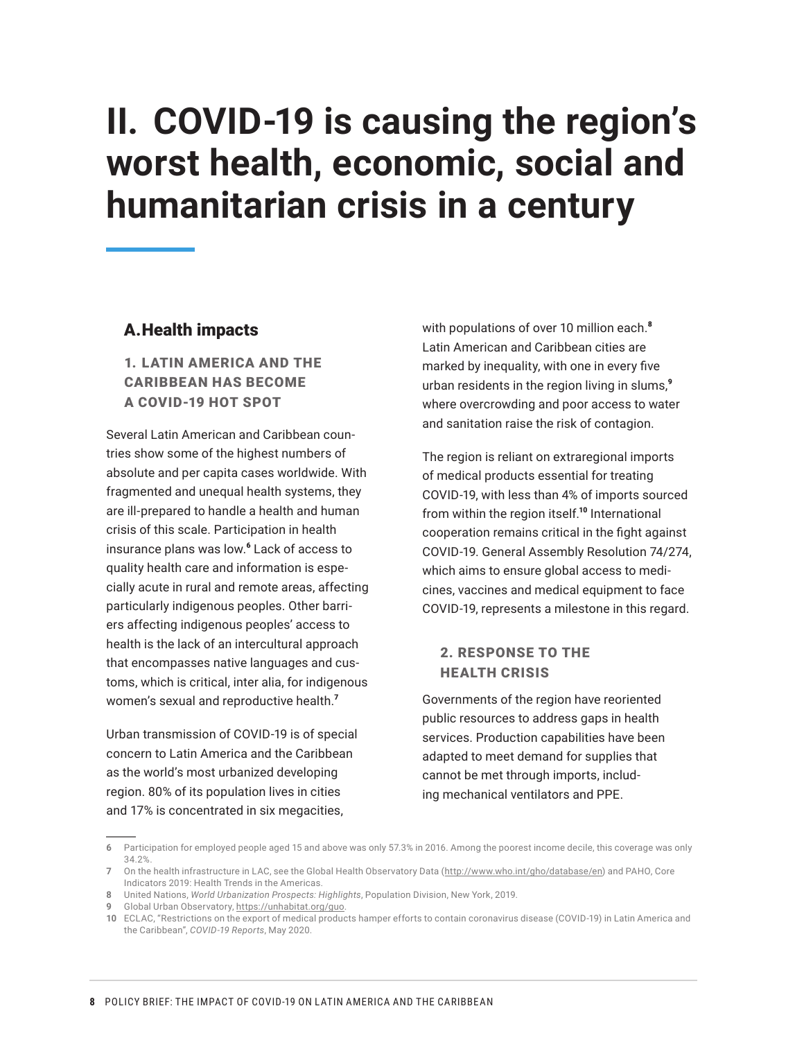# II. COVID-19 is causing the region's worst health, economic, social and humanitarian crisis in a century

## A. Health impacts

### 1. LATIN AMERICA AND THE CARIBBEAN HAS BECOME A COVID-19 HOT SPOT

Several Latin American and Caribbean countries show some of the highest numbers of absolute and per capita cases worldwide. With fragmented and unequal health systems, they are ill-prepared to handle a health and human crisis of this scale. Participation in health insurance plans was low.[6] Lack of access to quality health care and information is especially acute in rural and remote areas, affecting particularly indigenous peoples. Other barriers affecting indigenous peoples' access to health is the lack of an intercultural approach that encompasses native languages and customs, which is critical, inter alia, for indigenous women's sexual and reproductive health.[7]

Urban transmission of COVID-19 is of special concern to Latin America and the Caribbean as the world's most urbanized developing region. 80% of its population lives in cities and 17% is concentrated in six megacities, with populations of over 10 million each.[8] Latin American and Caribbean cities are marked by inequality, with one in every five urban residents in the region living in slums,[9] where overcrowding and poor access to water and sanitation raise the risk of contagion.

The region is reliant on extraregional imports of medical products essential for treating COVID-19, with less than 4% of imports sourced from within the region itself.[10] International cooperation remains critical in the fight against COVID-19. General Assembly Resolution 74/274, which aims to ensure global access to medicines, vaccines and medical equipment to face COVID-19, represents a milestone in this regard.

### 2. RESPONSE TO THE HEALTH CRISIS

Governments of the region have reoriented public resources to address gaps in health services. Production capabilities have been adapted to meet demand for supplies that cannot be met through imports, including mechanical ventilators and PPE.

---

6 Participation for employed people aged 15 and above was only 57.3% in 2016. Among the poorest income decile, this coverage was only 34.2%.

7 On the health infrastructure in LAC, see the Global Health Observatory Data (http://www.who.int/gho/database/en) and PAHO, Core Indicators 2019: Health Trends in the Americas.

8 United Nations, *World Urbanization Prospects: Highlights*, Population Division, New York, 2019.

9 Global Urban Observatory, https://unhabitat.org/guo.

10 ECLAC, "Restrictions on the export of medical products hamper efforts to contain coronavirus disease (COVID-19) in Latin America and the Caribbean", *COVID-19 Reports*, May 2020.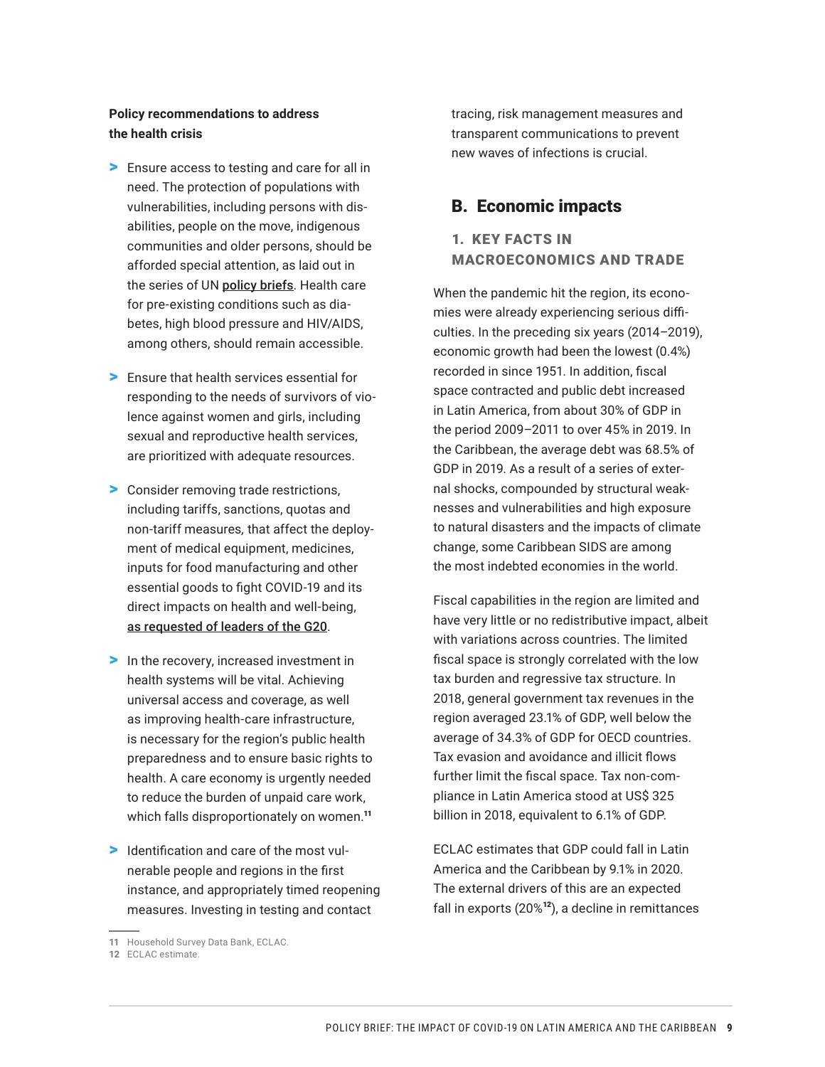**Policy recommendations to address the health crisis**

- Ensure access to testing and care for all in need. The protection of populations with vulnerabilities, including persons with disabilities, people on the move, indigenous communities and older persons, should be afforded special attention, as laid out in the series of UN **policy briefs**. Health care for pre-existing conditions such as diabetes, high blood pressure and HIV/AIDS, among others, should remain accessible.
- Ensure that health services essential for responding to the needs of survivors of violence against women and girls, including sexual and reproductive health services, are prioritized with adequate resources.
- Consider removing trade restrictions, including tariffs, sanctions, quotas and non-tariff measures, that affect the deployment of medical equipment, medicines, inputs for food manufacturing and other essential goods to fight COVID-19 and its direct impacts on health and well-being, as requested of leaders of the G20.
- In the recovery, increased investment in health systems will be vital. Achieving universal access and coverage, as well as improving health-care infrastructure, is necessary for the region's public health preparedness and to ensure basic rights to health. A care economy is urgently needed to reduce the burden of unpaid care work, which falls disproportionately on women.[11]
- Identification and care of the most vulnerable people and regions in the first instance, and appropriately timed reopening measures. Investing in testing and contact tracing, risk management measures and transparent communications to prevent new waves of infections is crucial.

## B. Economic impacts

### 1. KEY FACTS IN MACROECONOMICS AND TRADE

When the pandemic hit the region, its economies were already experiencing serious difficulties. In the preceding six years (2014–2019), economic growth had been the lowest (0.4%) recorded in since 1951. In addition, fiscal space contracted and public debt increased in Latin America, from about 30% of GDP in the period 2009–2011 to over 45% in 2019. In the Caribbean, the average debt was 68.5% of GDP in 2019. As a result of a series of external shocks, compounded by structural weaknesses and vulnerabilities and high exposure to natural disasters and the impacts of climate change, some Caribbean SIDS are among the most indebted economies in the world.

Fiscal capabilities in the region are limited and have very little or no redistributive impact, albeit with variations across countries. The limited fiscal space is strongly correlated with the low tax burden and regressive tax structure. In 2018, general government tax revenues in the region averaged 23.1% of GDP, well below the average of 34.3% of GDP for OECD countries. Tax evasion and avoidance and illicit flows further limit the fiscal space. Tax non-compliance in Latin America stood at US$ 325 billion in 2018, equivalent to 6.1% of GDP.

ECLAC estimates that GDP could fall in Latin America and the Caribbean by 9.1% in 2020. The external drivers of this are an expected fall in exports (20%[12]), a decline in remittances

---

11 Household Survey Data Bank, ECLAC.

12 ECLAC estimate.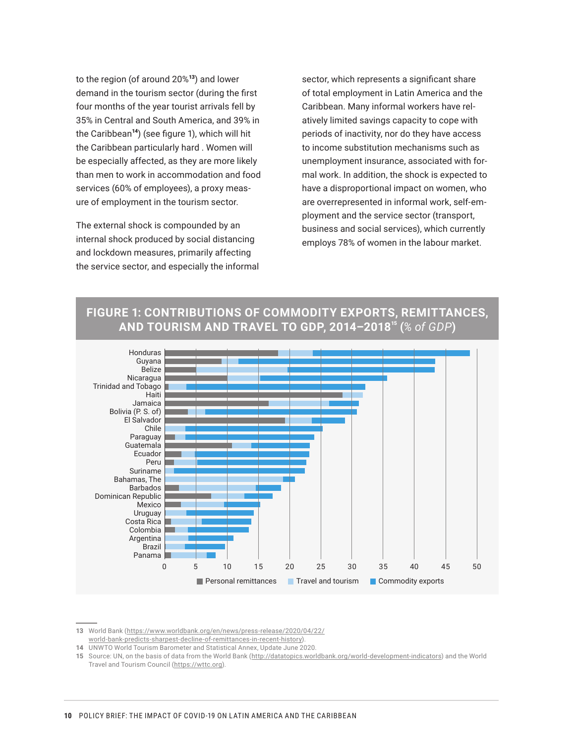to the region (of around 20%[13]) and lower demand in the tourism sector (during the first four months of the year tourist arrivals fell by 35% in Central and South America, and 39% in the Caribbean[14]) (see figure 1), which will hit the Caribbean particularly hard . Women will be especially affected, as they are more likely than men to work in accommodation and food services (60% of employees), a proxy measure of employment in the tourism sector.

The external shock is compounded by an internal shock produced by social distancing and lockdown measures, primarily affecting the service sector, and especially the informal sector, which represents a significant share of total employment in Latin America and the Caribbean. Many informal workers have relatively limited savings capacity to cope with periods of inactivity, nor do they have access to income substitution mechanisms such as unemployment insurance, associated with formal work. In addition, the shock is expected to have a disproportional impact on women, who are overrepresented in informal work, self-employment and the service sector (transport, business and social services), which currently employs 78% of women in the labour market.

## FIGURE 1: CONTRIBUTIONS OF COMMODITY EXPORTS, REMITTANCES, AND TOURISM AND TRAVEL TO GDP, 2014–2018[15] (*% of GDP*)

Countries (top to bottom): Honduras, Guyana, Belize, Nicaragua, Trinidad and Tobago, Haiti, Jamaica, Bolivia (P. S. of), El Salvador, Chile, Paraguay, Guatemala, Ecuador, Peru, Suriname, Bahamas, The, Barbados, Dominican Republic, Mexico, Uruguay, Costa Rica, Colombia, Argentina, Brazil, Panama

Axis: 0, 5, 10, 15, 20, 25, 30, 35, 40, 45, 50

Legend: Personal remittances; Travel and tourism; Commodity exports

---

13 World Bank (https://www.worldbank.org/en/news/press-release/2020/04/22/world-bank-predicts-sharpest-decline-of-remittances-in-recent-history).

14 UNWTO World Tourism Barometer and Statistical Annex, Update June 2020.

15 Source: UN, on the basis of data from the World Bank (http://datatopics.worldbank.org/world-development-indicators) and the World Travel and Tourism Council (https://wttc.org).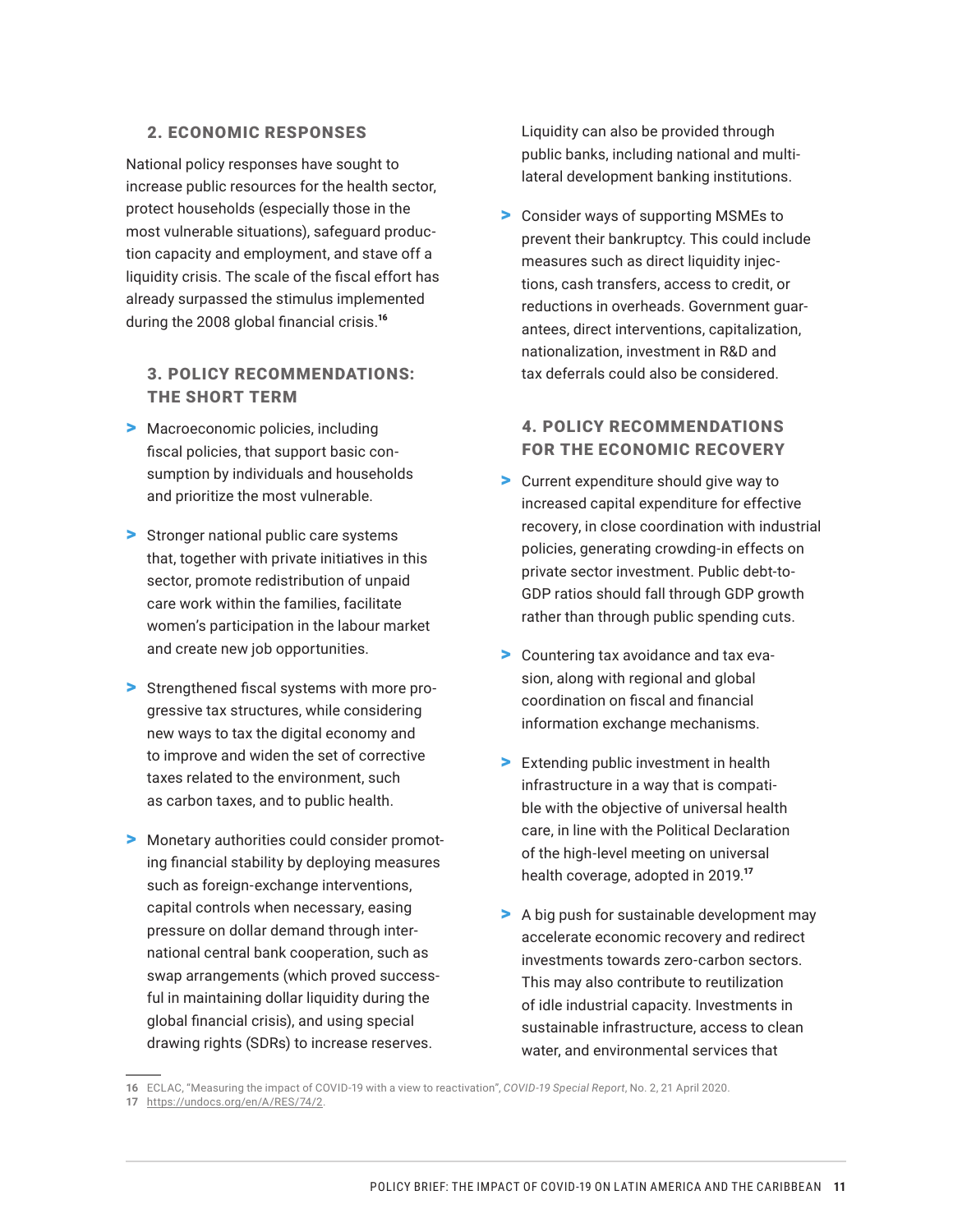## 2. ECONOMIC RESPONSES

National policy responses have sought to increase public resources for the health sector, protect households (especially those in the most vulnerable situations), safeguard production capacity and employment, and stave off a liquidity crisis. The scale of the fiscal effort has already surpassed the stimulus implemented during the 2008 global financial crisis.[16]

## 3. POLICY RECOMMENDATIONS: THE SHORT TERM

- Macroeconomic policies, including fiscal policies, that support basic consumption by individuals and households and prioritize the most vulnerable.
- Stronger national public care systems that, together with private initiatives in this sector, promote redistribution of unpaid care work within the families, facilitate women's participation in the labour market and create new job opportunities.
- Strengthened fiscal systems with more progressive tax structures, while considering new ways to tax the digital economy and to improve and widen the set of corrective taxes related to the environment, such as carbon taxes, and to public health.
- Monetary authorities could consider promoting financial stability by deploying measures such as foreign-exchange interventions, capital controls when necessary, easing pressure on dollar demand through international central bank cooperation, such as swap arrangements (which proved successful in maintaining dollar liquidity during the global financial crisis), and using special drawing rights (SDRs) to increase reserves. Liquidity can also be provided through public banks, including national and multilateral development banking institutions.
- Consider ways of supporting MSMEs to prevent their bankruptcy. This could include measures such as direct liquidity injections, cash transfers, access to credit, or reductions in overheads. Government guarantees, direct interventions, capitalization, nationalization, investment in R&D and tax deferrals could also be considered.

## 4. POLICY RECOMMENDATIONS FOR THE ECONOMIC RECOVERY

- Current expenditure should give way to increased capital expenditure for effective recovery, in close coordination with industrial policies, generating crowding-in effects on private sector investment. Public debt-to-GDP ratios should fall through GDP growth rather than through public spending cuts.
- Countering tax avoidance and tax evasion, along with regional and global coordination on fiscal and financial information exchange mechanisms.
- Extending public investment in health infrastructure in a way that is compatible with the objective of universal health care, in line with the Political Declaration of the high-level meeting on universal health coverage, adopted in 2019.[17]
- A big push for sustainable development may accelerate economic recovery and redirect investments towards zero-carbon sectors. This may also contribute to reutilization of idle industrial capacity. Investments in sustainable infrastructure, access to clean water, and environmental services that

---

16 ECLAC, "Measuring the impact of COVID-19 with a view to reactivation", *COVID-19 Special Report*, No. 2, 21 April 2020.

17 https://undocs.org/en/A/RES/74/2.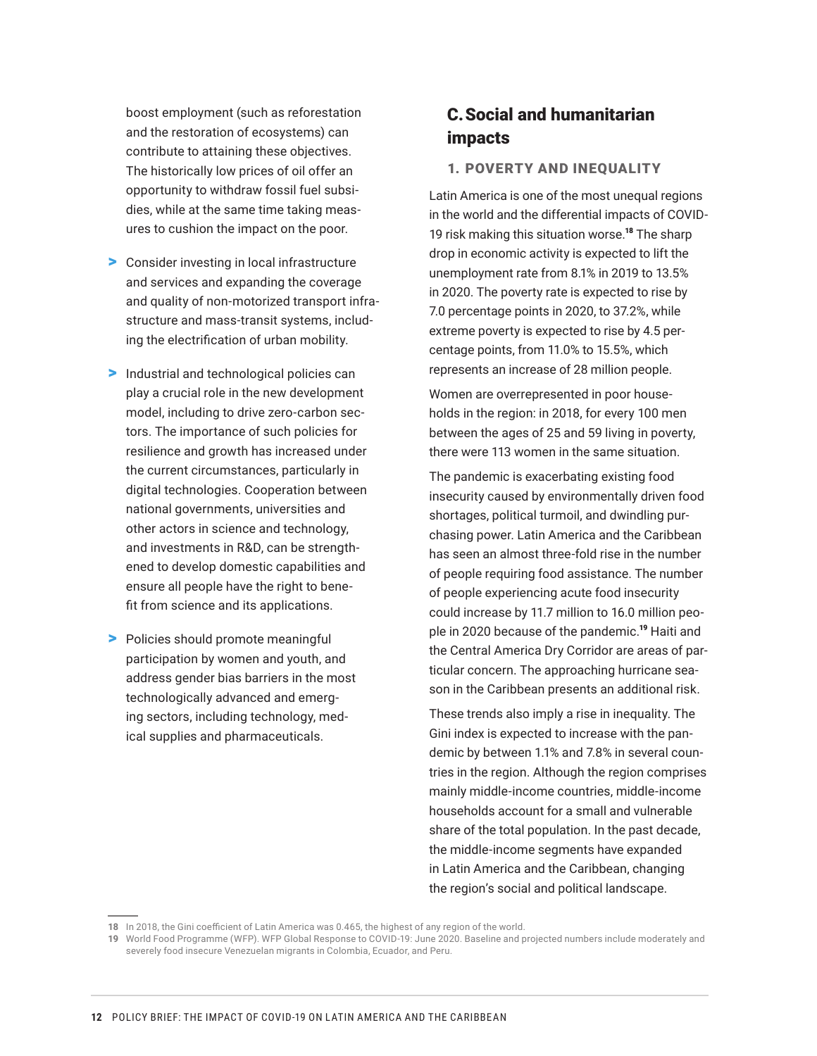boost employment (such as reforestation and the restoration of ecosystems) can contribute to attaining these objectives. The historically low prices of oil offer an opportunity to withdraw fossil fuel subsidies, while at the same time taking measures to cushion the impact on the poor.

- Consider investing in local infrastructure and services and expanding the coverage and quality of non-motorized transport infrastructure and mass-transit systems, including the electrification of urban mobility.
- Industrial and technological policies can play a crucial role in the new development model, including to drive zero-carbon sectors. The importance of such policies for resilience and growth has increased under the current circumstances, particularly in digital technologies. Cooperation between national governments, universities and other actors in science and technology, and investments in R&D, can be strengthened to develop domestic capabilities and ensure all people have the right to benefit from science and its applications.
- Policies should promote meaningful participation by women and youth, and address gender bias barriers in the most technologically advanced and emerging sectors, including technology, medical supplies and pharmaceuticals.

## C. Social and humanitarian impacts

### 1. POVERTY AND INEQUALITY

Latin America is one of the most unequal regions in the world and the differential impacts of COVID-19 risk making this situation worse.[18] The sharp drop in economic activity is expected to lift the unemployment rate from 8.1% in 2019 to 13.5% in 2020. The poverty rate is expected to rise by 7.0 percentage points in 2020, to 37.2%, while extreme poverty is expected to rise by 4.5 percentage points, from 11.0% to 15.5%, which represents an increase of 28 million people.

Women are overrepresented in poor households in the region: in 2018, for every 100 men between the ages of 25 and 59 living in poverty, there were 113 women in the same situation.

The pandemic is exacerbating existing food insecurity caused by environmentally driven food shortages, political turmoil, and dwindling purchasing power. Latin America and the Caribbean has seen an almost three-fold rise in the number of people requiring food assistance. The number of people experiencing acute food insecurity could increase by 11.7 million to 16.0 million people in 2020 because of the pandemic.[19] Haiti and the Central America Dry Corridor are areas of particular concern. The approaching hurricane season in the Caribbean presents an additional risk.

These trends also imply a rise in inequality. The Gini index is expected to increase with the pandemic by between 1.1% and 7.8% in several countries in the region. Although the region comprises mainly middle-income countries, middle-income households account for a small and vulnerable share of the total population. In the past decade, the middle-income segments have expanded in Latin America and the Caribbean, changing the region's social and political landscape.

---

18 In 2018, the Gini coefficient of Latin America was 0.465, the highest of any region of the world.

19 World Food Programme (WFP). WFP Global Response to COVID-19: June 2020. Baseline and projected numbers include moderately and severely food insecure Venezuelan migrants in Colombia, Ecuador, and Peru.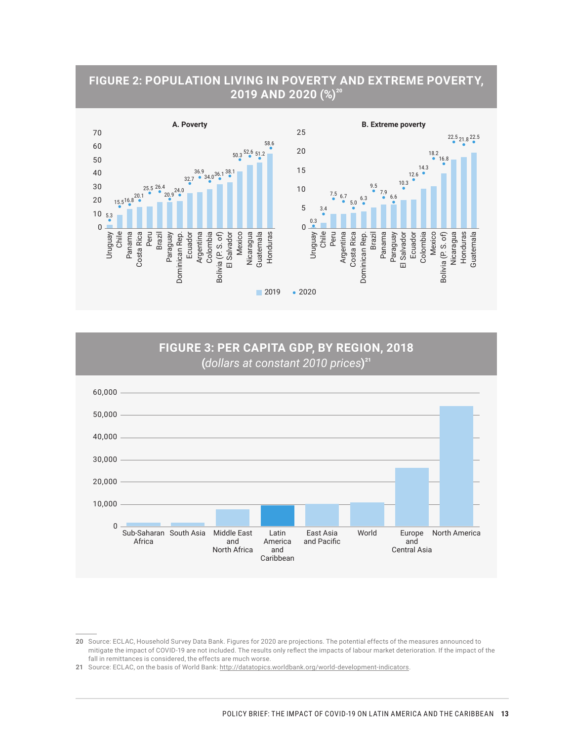## FIGURE 2: POPULATION LIVING IN POVERTY AND EXTREME POVERTY, 2019 AND 2020 (%)[20]

**A. Poverty**

| Country | 2020 |
|---|---|
| Uruguay | 5.3 |
| Chile | 15.5 |
| Panama | 16.8 |
| Costa Rica | 20.1 |
| Peru | 25.5 |
| Brazil | 26.4 |
| Paraguay | 20.9 |
| Dominican Rep. | 24.0 |
| Ecuador | 32.7 |
| Argentina | 36.9 |
| Colombia | 34.0 |
| Bolivia (P. S. of) | 36.1 |
| El Salvador | 38.1 |
| Mexico | 50.3 |
| Nicaragua | 52.6 |
| Guatemala | 51.2 |
| Honduras | 58.6 |

**B. Extreme poverty**

| Country | 2020 |
|---|---|
| Uruguay | 0.3 |
| Chile | 3.4 |
| Peru | 7.5 |
| Argentina | 6.7 |
| Costa Rica | 5.0 |
| Dominican Rep. | 6.3 |
| Brazil | 9.5 |
| Panama | 7.9 |
| Paraguay | 6.6 |
| El Salvador | 10.3 |
| Ecuador | 12.6 |
| Colombia | 14.3 |
| Mexico | 18.2 |
| Bolivia (P. S. of) | 16.8 |
| Nicaragua | 22.5 |
| Honduras | 21.8 |
| Guatemala | 22.5 |

2019 (bars) • 2020 (dots)

## FIGURE 3: PER CAPITA GDP, BY REGION, 2018

(*dollars at constant 2010 prices*)[21]

Regions shown: Sub-Saharan Africa, South Asia, Middle East and North Africa, Latin America and Caribbean, East Asia and Pacific, World, Europe and Central Asia, North America

---

20 Source: ECLAC, Household Survey Data Bank. Figures for 2020 are projections. The potential effects of the measures announced to mitigate the impact of COVID-19 are not included. The results only reflect the impacts of labour market deterioration. If the impact of the fall in remittances is considered, the effects are much worse.

21 Source: ECLAC, on the basis of World Bank: http://datatopics.worldbank.org/world-development-indicators.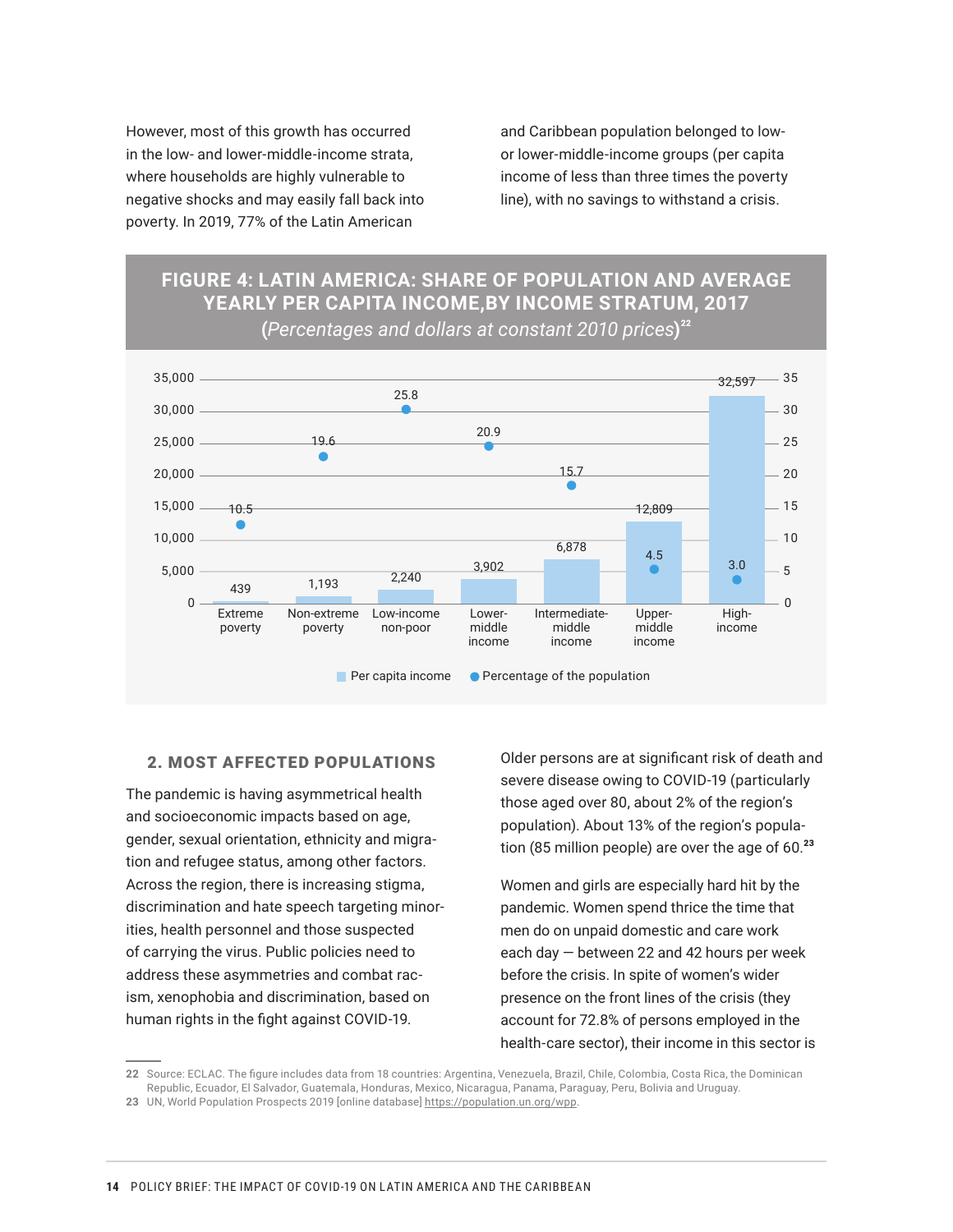However, most of this growth has occurred in the low- and lower-middle-income strata, where households are highly vulnerable to negative shocks and may easily fall back into poverty. In 2019, 77% of the Latin American and Caribbean population belonged to low- or lower-middle-income groups (per capita income of less than three times the poverty line), with no savings to withstand a crisis.

**FIGURE 4: LATIN AMERICA: SHARE OF POPULATION AND AVERAGE YEARLY PER CAPITA INCOME,BY INCOME STRATUM, 2017**
(*Percentages and dollars at constant 2010 prices*)[22]

| Income stratum | Per capita income | Percentage of the population |
|---|---|---|
| Extreme poverty | 439 | 10.5 |
| Non-extreme poverty | 1,193 | 19.6 |
| Low-income non-poor | 2,240 | 25.8 |
| Lower-middle income | 3,902 | 20.9 |
| Intermediate-middle income | 6,878 | 15.7 |
| Upper-middle income | 12,809 | 4.5 |
| High-income | 32,597 | 3.0 |

## 2. MOST AFFECTED POPULATIONS

The pandemic is having asymmetrical health and socioeconomic impacts based on age, gender, sexual orientation, ethnicity and migration and refugee status, among other factors. Across the region, there is increasing stigma, discrimination and hate speech targeting minorities, health personnel and those suspected of carrying the virus. Public policies need to address these asymmetries and combat racism, xenophobia and discrimination, based on human rights in the fight against COVID-19.

Older persons are at significant risk of death and severe disease owing to COVID-19 (particularly those aged over 80, about 2% of the region's population). About 13% of the region's population (85 million people) are over the age of 60.[23]

Women and girls are especially hard hit by the pandemic. Women spend thrice the time that men do on unpaid domestic and care work each day — between 22 and 42 hours per week before the crisis. In spite of women's wider presence on the front lines of the crisis (they account for 72.8% of persons employed in the health-care sector), their income in this sector is

---

22 Source: ECLAC. The figure includes data from 18 countries: Argentina, Venezuela, Brazil, Chile, Colombia, Costa Rica, the Dominican Republic, Ecuador, El Salvador, Guatemala, Honduras, Mexico, Nicaragua, Panama, Paraguay, Peru, Bolivia and Uruguay.

23 UN, World Population Prospects 2019 [online database] https://population.un.org/wpp.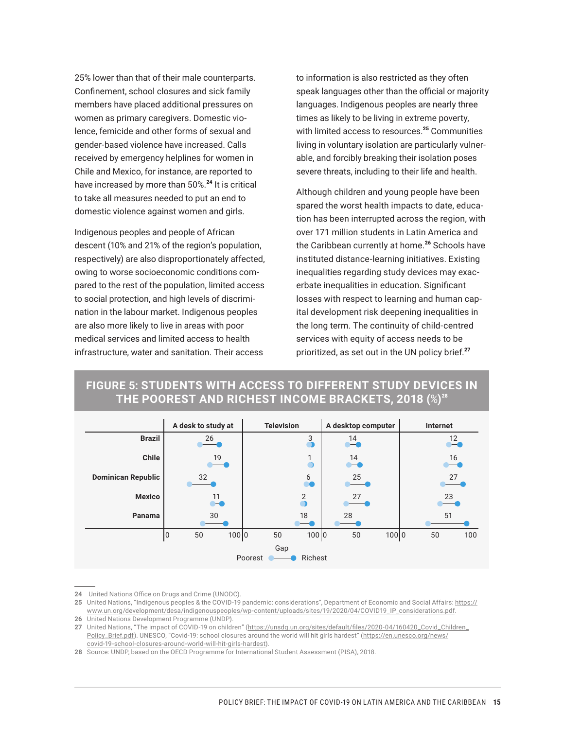25% lower than that of their male counterparts. Confinement, school closures and sick family members have placed additional pressures on women as primary caregivers. Domestic violence, femicide and other forms of sexual and gender-based violence have increased. Calls received by emergency helplines for women in Chile and Mexico, for instance, are reported to have increased by more than 50%.[24] It is critical to take all measures needed to put an end to domestic violence against women and girls.

Indigenous peoples and people of African descent (10% and 21% of the region's population, respectively) are also disproportionately affected, owing to worse socioeconomic conditions compared to the rest of the population, limited access to social protection, and high levels of discrimination in the labour market. Indigenous peoples are also more likely to live in areas with poor medical services and limited access to health infrastructure, water and sanitation. Their access to information is also restricted as they often speak languages other than the official or majority languages. Indigenous peoples are nearly three times as likely to be living in extreme poverty, with limited access to resources.[25] Communities living in voluntary isolation are particularly vulnerable, and forcibly breaking their isolation poses severe threats, including to their life and health.

Although children and young people have been spared the worst health impacts to date, education has been interrupted across the region, with over 171 million students in Latin America and the Caribbean currently at home.[26] Schools have instituted distance-learning initiatives. Existing inequalities regarding study devices may exacerbate inequalities in education. Significant losses with respect to learning and human capital development risk deepening inequalities in the long term. The continuity of child-centred services with equity of access needs to be prioritized, as set out in the UN policy brief.[27]

## FIGURE 5: STUDENTS WITH ACCESS TO DIFFERENT STUDY DEVICES IN THE POOREST AND RICHEST INCOME BRACKETS, 2018 (%)[28]

Gap between poorest and richest (percentage points):

| | A desk to study at | Television | A desktop computer | Internet |
|---|---|---|---|---|
| Brazil | 26 | 3 | 14 | 12 |
| Chile | 19 | 1 | 14 | 16 |
| Dominican Republic | 32 | 6 | 25 | 27 |
| Mexico | 11 | 2 | 27 | 23 |
| Panama | 30 | 18 | 28 | 51 |

Gap — Poorest / Richest

---

24 United Nations Office on Drugs and Crime (UNODC).

25 United Nations, "Indigenous peoples & the COVID-19 pandemic: considerations", Department of Economic and Social Affairs: https://www.un.org/development/desa/indigenouspeoples/wp-content/uploads/sites/19/2020/04/COVID19_IP_considerations.pdf.

26 United Nations Development Programme (UNDP).

27 United Nations, "The impact of COVID-19 on children" (https://unsdg.un.org/sites/default/files/2020-04/160420_Covid_Children_Policy_Brief.pdf). UNESCO, "Covid-19: school closures around the world will hit girls hardest" (https://en.unesco.org/news/covid-19-school-closures-around-world-will-hit-girls-hardest).

28 Source: UNDP, based on the OECD Programme for International Student Assessment (PISA), 2018.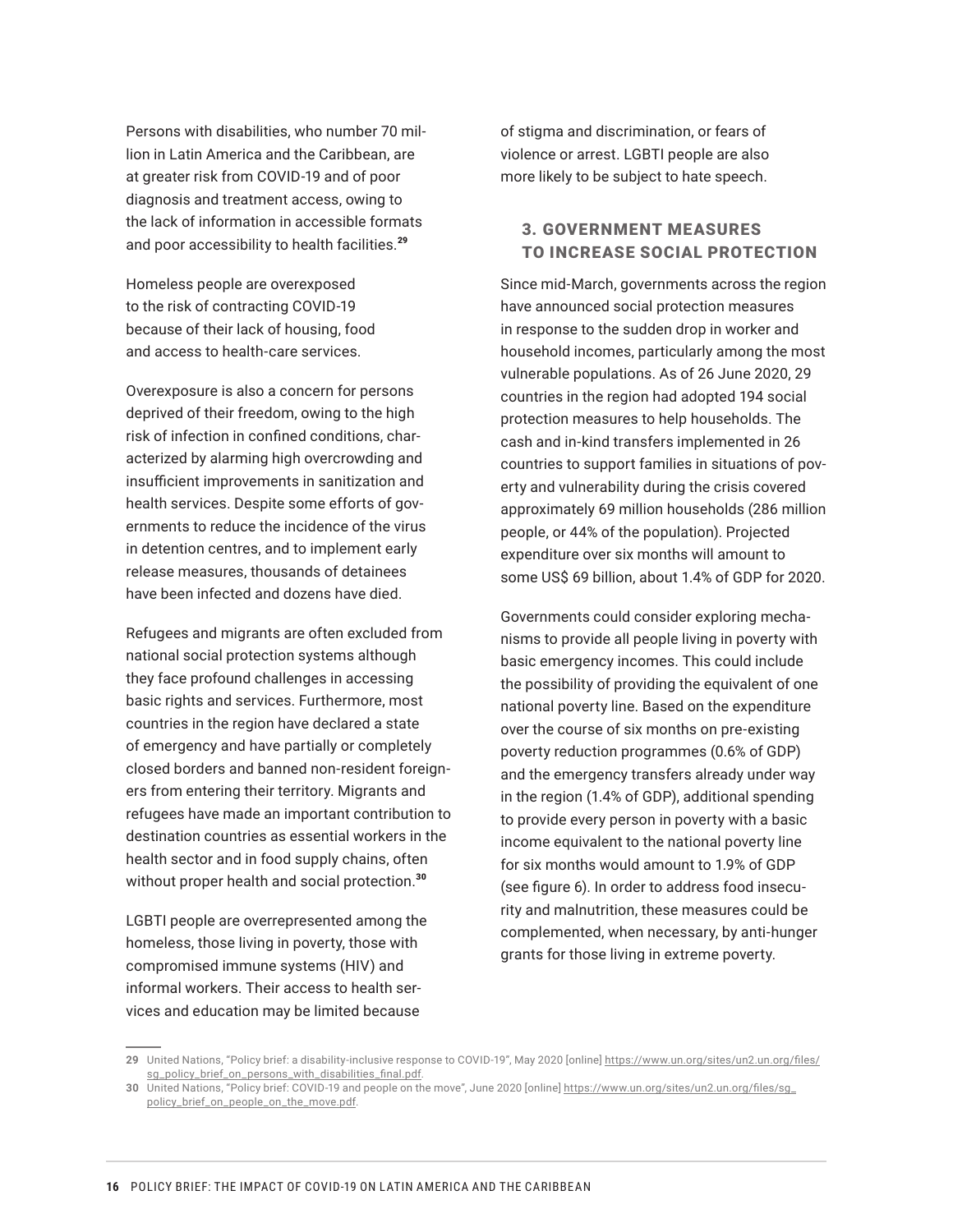Persons with disabilities, who number 70 million in Latin America and the Caribbean, are at greater risk from COVID-19 and of poor diagnosis and treatment access, owing to the lack of information in accessible formats and poor accessibility to health facilities.[29]

Homeless people are overexposed to the risk of contracting COVID-19 because of their lack of housing, food and access to health-care services.

Overexposure is also a concern for persons deprived of their freedom, owing to the high risk of infection in confined conditions, characterized by alarming high overcrowding and insufficient improvements in sanitization and health services. Despite some efforts of governments to reduce the incidence of the virus in detention centres, and to implement early release measures, thousands of detainees have been infected and dozens have died.

Refugees and migrants are often excluded from national social protection systems although they face profound challenges in accessing basic rights and services. Furthermore, most countries in the region have declared a state of emergency and have partially or completely closed borders and banned non-resident foreigners from entering their territory. Migrants and refugees have made an important contribution to destination countries as essential workers in the health sector and in food supply chains, often without proper health and social protection.[30]

LGBTI people are overrepresented among the homeless, those living in poverty, those with compromised immune systems (HIV) and informal workers. Their access to health services and education may be limited because of stigma and discrimination, or fears of violence or arrest. LGBTI people are also more likely to be subject to hate speech.

## 3. GOVERNMENT MEASURES TO INCREASE SOCIAL PROTECTION

Since mid-March, governments across the region have announced social protection measures in response to the sudden drop in worker and household incomes, particularly among the most vulnerable populations. As of 26 June 2020, 29 countries in the region had adopted 194 social protection measures to help households. The cash and in-kind transfers implemented in 26 countries to support families in situations of poverty and vulnerability during the crisis covered approximately 69 million households (286 million people, or 44% of the population). Projected expenditure over six months will amount to some US$ 69 billion, about 1.4% of GDP for 2020.

Governments could consider exploring mechanisms to provide all people living in poverty with basic emergency incomes. This could include the possibility of providing the equivalent of one national poverty line. Based on the expenditure over the course of six months on pre-existing poverty reduction programmes (0.6% of GDP) and the emergency transfers already under way in the region (1.4% of GDP), additional spending to provide every person in poverty with a basic income equivalent to the national poverty line for six months would amount to 1.9% of GDP (see figure 6). In order to address food insecurity and malnutrition, these measures could be complemented, when necessary, by anti-hunger grants for those living in extreme poverty.

---

29 United Nations, "Policy brief: a disability-inclusive response to COVID-19", May 2020 [online] https://www.un.org/sites/un2.un.org/files/sg_policy_brief_on_persons_with_disabilities_final.pdf.

30 United Nations, "Policy brief: COVID-19 and people on the move", June 2020 [online] https://www.un.org/sites/un2.un.org/files/sg_policy_brief_on_people_on_the_move.pdf.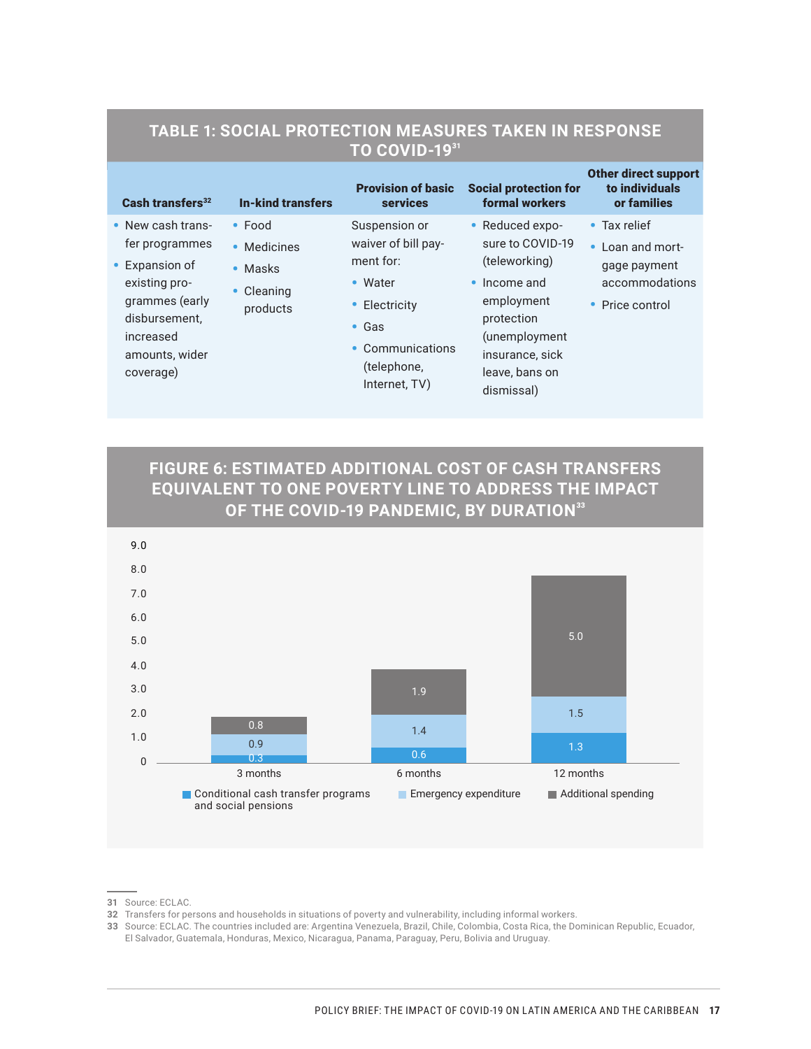## TABLE 1: SOCIAL PROTECTION MEASURES TAKEN IN RESPONSE TO COVID-19[31]

| Cash transfers[32] | In-kind transfers | Provision of basic services | Social protection for formal workers | Other direct support to individuals or families |
|---|---|---|---|---|
| • New cash transfer programmes<br>• Expansion of existing programmes (early disbursement, increased amounts, wider coverage) | • Food<br>• Medicines<br>• Masks<br>• Cleaning products | Suspension or waiver of bill payment for:<br>• Water<br>• Electricity<br>• Gas<br>• Communications (telephone, Internet, TV) | • Reduced exposure to COVID-19 (teleworking)<br>• Income and employment protection (unemployment insurance, sick leave, bans on dismissal) | • Tax relief<br>• Loan and mortgage payment accommodations<br>• Price control |

## FIGURE 6: ESTIMATED ADDITIONAL COST OF CASH TRANSFERS EQUIVALENT TO ONE POVERTY LINE TO ADDRESS THE IMPACT OF THE COVID-19 PANDEMIC, BY DURATION[33]

| Duration | Conditional cash transfer programs and social pensions | Emergency expenditure | Additional spending |
|---|---|---|---|
| 3 months | 0.3 | 0.9 | 0.8 |
| 6 months | 0.6 | 1.4 | 1.9 |
| 12 months | 1.3 | 1.5 | 5.0 |

31 Source: ECLAC.

32 Transfers for persons and households in situations of poverty and vulnerability, including informal workers.

33 Source: ECLAC. The countries included are: Argentina Venezuela, Brazil, Chile, Colombia, Costa Rica, the Dominican Republic, Ecuador, El Salvador, Guatemala, Honduras, Mexico, Nicaragua, Panama, Paraguay, Peru, Bolivia and Uruguay.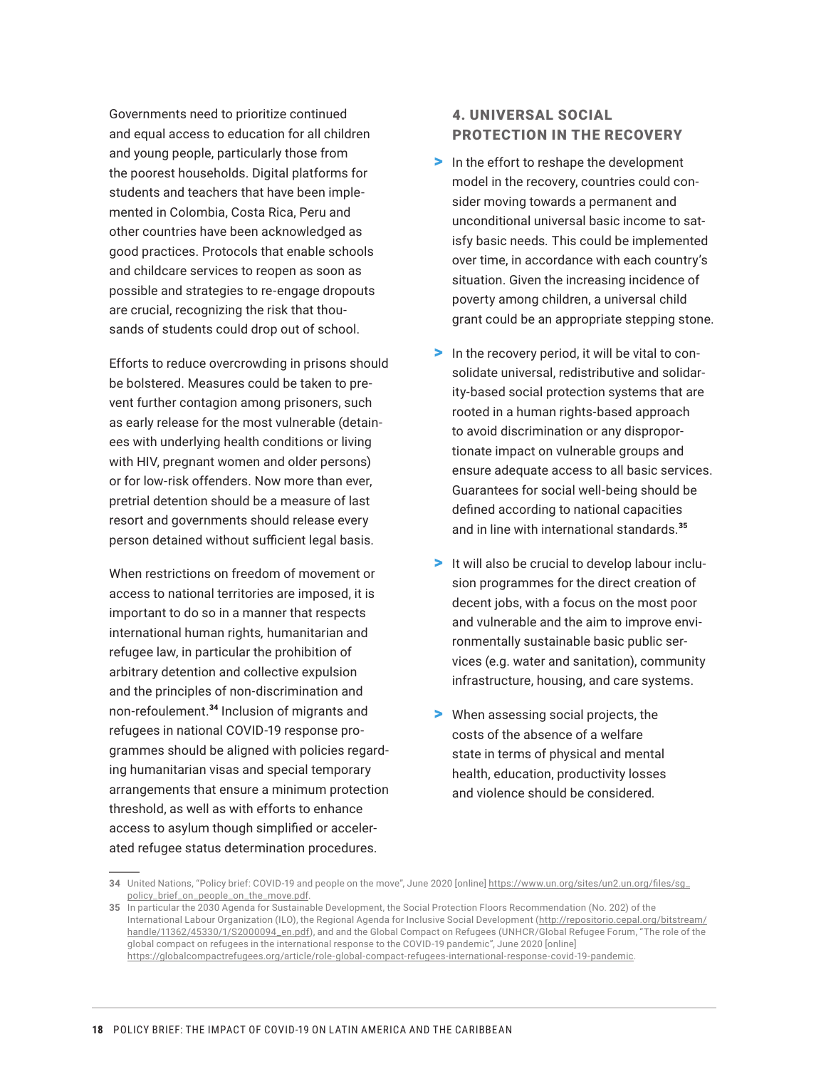Governments need to prioritize continued and equal access to education for all children and young people, particularly those from the poorest households. Digital platforms for students and teachers that have been implemented in Colombia, Costa Rica, Peru and other countries have been acknowledged as good practices. Protocols that enable schools and childcare services to reopen as soon as possible and strategies to re-engage dropouts are crucial, recognizing the risk that thousands of students could drop out of school.

Efforts to reduce overcrowding in prisons should be bolstered. Measures could be taken to prevent further contagion among prisoners, such as early release for the most vulnerable (detainees with underlying health conditions or living with HIV, pregnant women and older persons) or for low-risk offenders. Now more than ever, pretrial detention should be a measure of last resort and governments should release every person detained without sufficient legal basis.

When restrictions on freedom of movement or access to national territories are imposed, it is important to do so in a manner that respects international human rights, humanitarian and refugee law, in particular the prohibition of arbitrary detention and collective expulsion and the principles of non-discrimination and non-refoulement.[34] Inclusion of migrants and refugees in national COVID-19 response programmes should be aligned with policies regarding humanitarian visas and special temporary arrangements that ensure a minimum protection threshold, as well as with efforts to enhance access to asylum though simplified or accelerated refugee status determination procedures.

### 4. UNIVERSAL SOCIAL PROTECTION IN THE RECOVERY

- In the effort to reshape the development model in the recovery, countries could consider moving towards a permanent and unconditional universal basic income to satisfy basic needs. This could be implemented over time, in accordance with each country's situation. Given the increasing incidence of poverty among children, a universal child grant could be an appropriate stepping stone.
- In the recovery period, it will be vital to consolidate universal, redistributive and solidarity-based social protection systems that are rooted in a human rights-based approach to avoid discrimination or any disproportionate impact on vulnerable groups and ensure adequate access to all basic services. Guarantees for social well-being should be defined according to national capacities and in line with international standards.[35]
- It will also be crucial to develop labour inclusion programmes for the direct creation of decent jobs, with a focus on the most poor and vulnerable and the aim to improve environmentally sustainable basic public services (e.g. water and sanitation), community infrastructure, housing, and care systems.
- When assessing social projects, the costs of the absence of a welfare state in terms of physical and mental health, education, productivity losses and violence should be considered.

---

34 United Nations, "Policy brief: COVID-19 and people on the move", June 2020 [online] https://www.un.org/sites/un2.un.org/files/sg_policy_brief_on_people_on_the_move.pdf.

35 In particular the 2030 Agenda for Sustainable Development, the Social Protection Floors Recommendation (No. 202) of the International Labour Organization (ILO), the Regional Agenda for Inclusive Social Development (http://repositorio.cepal.org/bitstream/handle/11362/45330/1/S2000094_en.pdf), and and the Global Compact on Refugees (UNHCR/Global Refugee Forum, "The role of the global compact on refugees in the international response to the COVID-19 pandemic", June 2020 [online] https://globalcompactrefugees.org/article/role-global-compact-refugees-international-response-covid-19-pandemic.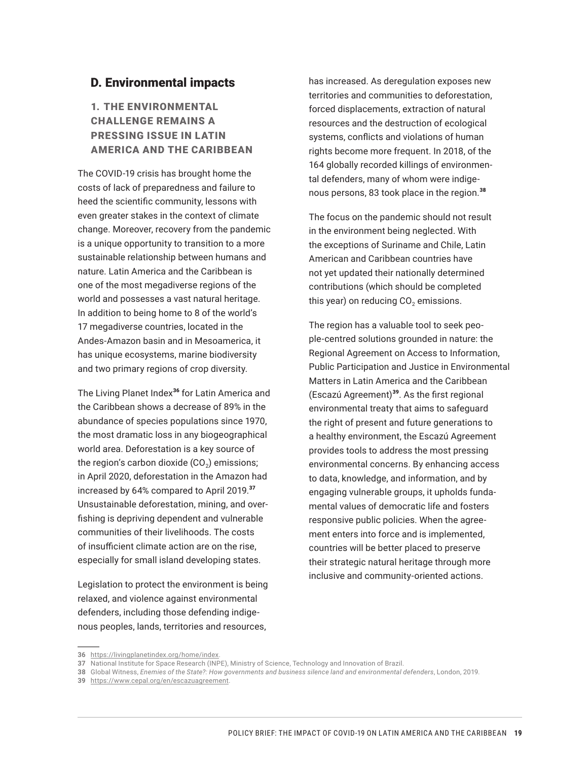## D. Environmental impacts

### 1. THE ENVIRONMENTAL CHALLENGE REMAINS A PRESSING ISSUE IN LATIN AMERICA AND THE CARIBBEAN

The COVID-19 crisis has brought home the costs of lack of preparedness and failure to heed the scientific community, lessons with even greater stakes in the context of climate change. Moreover, recovery from the pandemic is a unique opportunity to transition to a more sustainable relationship between humans and nature. Latin America and the Caribbean is one of the most megadiverse regions of the world and possesses a vast natural heritage. In addition to being home to 8 of the world's 17 megadiverse countries, located in the Andes-Amazon basin and in Mesoamerica, it has unique ecosystems, marine biodiversity and two primary regions of crop diversity.

The Living Planet Index[36] for Latin America and the Caribbean shows a decrease of 89% in the abundance of species populations since 1970, the most dramatic loss in any biogeographical world area. Deforestation is a key source of the region's carbon dioxide ($CO_2$) emissions; in April 2020, deforestation in the Amazon had increased by 64% compared to April 2019.[37] Unsustainable deforestation, mining, and overfishing is depriving dependent and vulnerable communities of their livelihoods. The costs of insufficient climate action are on the rise, especially for small island developing states.

Legislation to protect the environment is being relaxed, and violence against environmental defenders, including those defending indigenous peoples, lands, territories and resources, has increased. As deregulation exposes new territories and communities to deforestation, forced displacements, extraction of natural resources and the destruction of ecological systems, conflicts and violations of human rights become more frequent. In 2018, of the 164 globally recorded killings of environmental defenders, many of whom were indigenous persons, 83 took place in the region.[38]

The focus on the pandemic should not result in the environment being neglected. With the exceptions of Suriname and Chile, Latin American and Caribbean countries have not yet updated their nationally determined contributions (which should be completed this year) on reducing $CO_2$ emissions.

The region has a valuable tool to seek people-centred solutions grounded in nature: the Regional Agreement on Access to Information, Public Participation and Justice in Environmental Matters in Latin America and the Caribbean (Escazú Agreement)[39]. As the first regional environmental treaty that aims to safeguard the right of present and future generations to a healthy environment, the Escazú Agreement provides tools to address the most pressing environmental concerns. By enhancing access to data, knowledge, and information, and by engaging vulnerable groups, it upholds fundamental values of democratic life and fosters responsive public policies. When the agreement enters into force and is implemented, countries will be better placed to preserve their strategic natural heritage through more inclusive and community-oriented actions.

---

36 https://livingplanetindex.org/home/index.

37 National Institute for Space Research (INPE), Ministry of Science, Technology and Innovation of Brazil.

38 Global Witness, *Enemies of the State?: How governments and business silence land and environmental defenders*, London, 2019.

39 https://www.cepal.org/en/escazuagreement.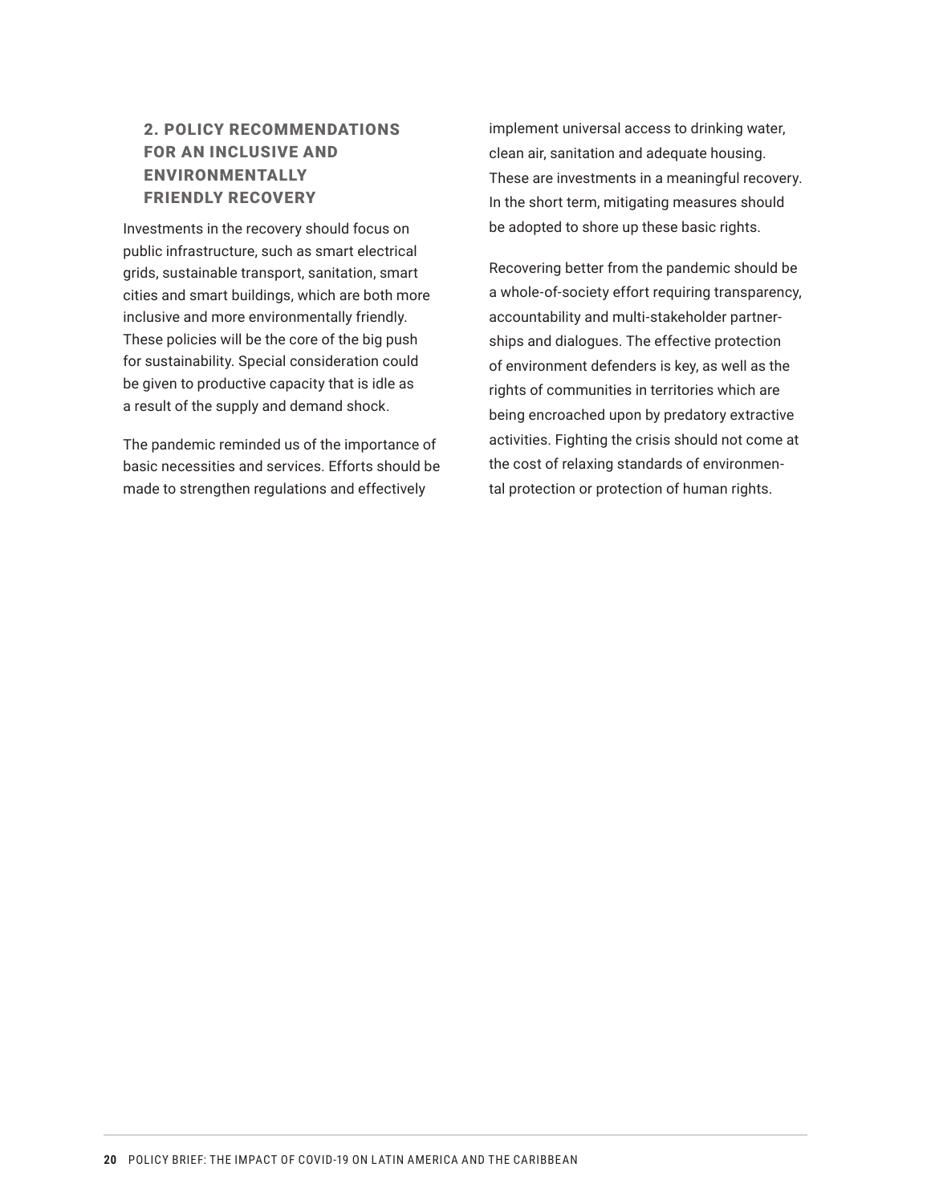## 2. POLICY RECOMMENDATIONS FOR AN INCLUSIVE AND ENVIRONMENTALLY FRIENDLY RECOVERY

Investments in the recovery should focus on public infrastructure, such as smart electrical grids, sustainable transport, sanitation, smart cities and smart buildings, which are both more inclusive and more environmentally friendly. These policies will be the core of the big push for sustainability. Special consideration could be given to productive capacity that is idle as a result of the supply and demand shock.

The pandemic reminded us of the importance of basic necessities and services. Efforts should be made to strengthen regulations and effectively implement universal access to drinking water, clean air, sanitation and adequate housing. These are investments in a meaningful recovery. In the short term, mitigating measures should be adopted to shore up these basic rights.

Recovering better from the pandemic should be a whole-of-society effort requiring transparency, accountability and multi-stakeholder partnerships and dialogues. The effective protection of environment defenders is key, as well as the rights of communities in territories which are being encroached upon by predatory extractive activities. Fighting the crisis should not come at the cost of relaxing standards of environmental protection or protection of human rights.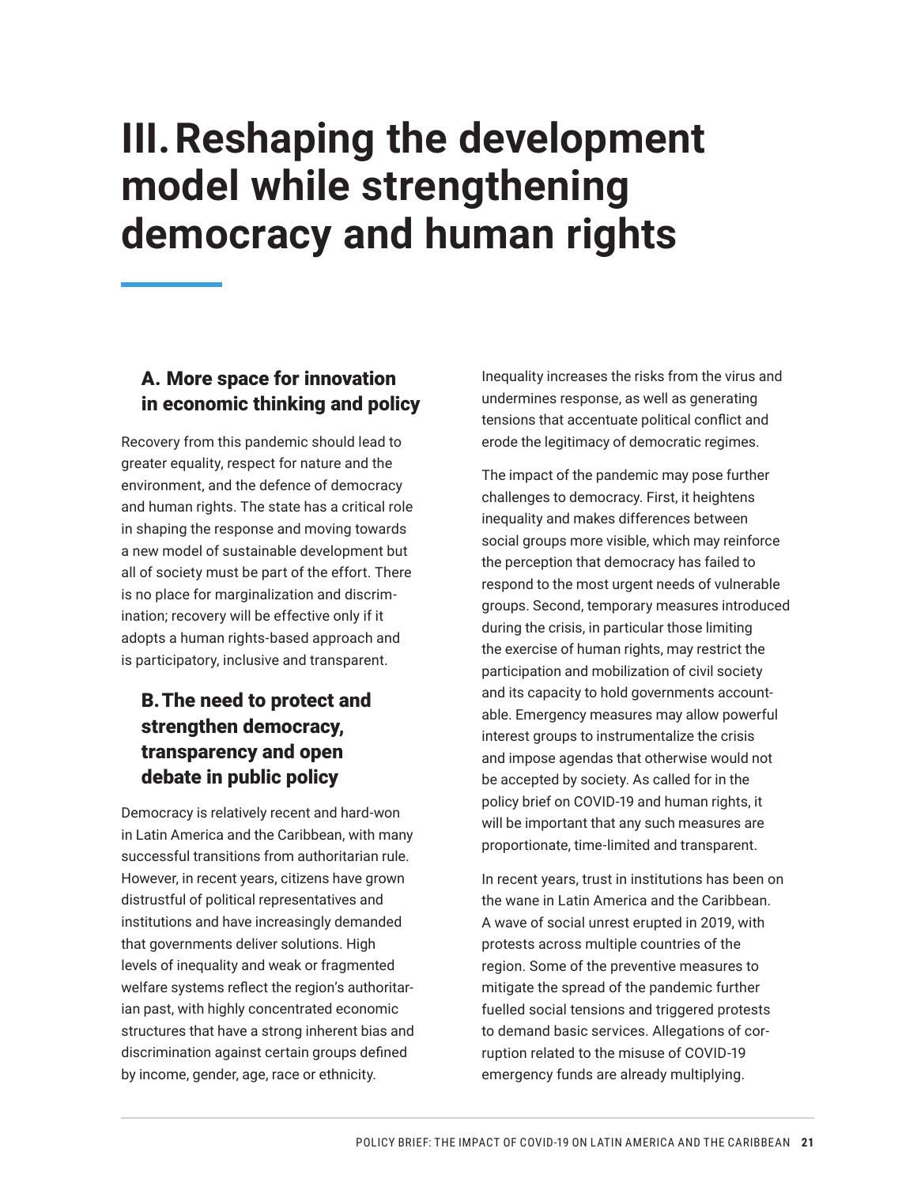# III. Reshaping the development model while strengthening democracy and human rights

## A. More space for innovation in economic thinking and policy

Recovery from this pandemic should lead to greater equality, respect for nature and the environment, and the defence of democracy and human rights. The state has a critical role in shaping the response and moving towards a new model of sustainable development but all of society must be part of the effort. There is no place for marginalization and discrimination; recovery will be effective only if it adopts a human rights-based approach and is participatory, inclusive and transparent.

## B. The need to protect and strengthen democracy, transparency and open debate in public policy

Democracy is relatively recent and hard-won in Latin America and the Caribbean, with many successful transitions from authoritarian rule. However, in recent years, citizens have grown distrustful of political representatives and institutions and have increasingly demanded that governments deliver solutions. High levels of inequality and weak or fragmented welfare systems reflect the region's authoritarian past, with highly concentrated economic structures that have a strong inherent bias and discrimination against certain groups defined by income, gender, age, race or ethnicity. Inequality increases the risks from the virus and undermines response, as well as generating tensions that accentuate political conflict and erode the legitimacy of democratic regimes.

The impact of the pandemic may pose further challenges to democracy. First, it heightens inequality and makes differences between social groups more visible, which may reinforce the perception that democracy has failed to respond to the most urgent needs of vulnerable groups. Second, temporary measures introduced during the crisis, in particular those limiting the exercise of human rights, may restrict the participation and mobilization of civil society and its capacity to hold governments accountable. Emergency measures may allow powerful interest groups to instrumentalize the crisis and impose agendas that otherwise would not be accepted by society. As called for in the policy brief on COVID-19 and human rights, it will be important that any such measures are proportionate, time-limited and transparent.

In recent years, trust in institutions has been on the wane in Latin America and the Caribbean. A wave of social unrest erupted in 2019, with protests across multiple countries of the region. Some of the preventive measures to mitigate the spread of the pandemic further fuelled social tensions and triggered protests to demand basic services. Allegations of corruption related to the misuse of COVID-19 emergency funds are already multiplying.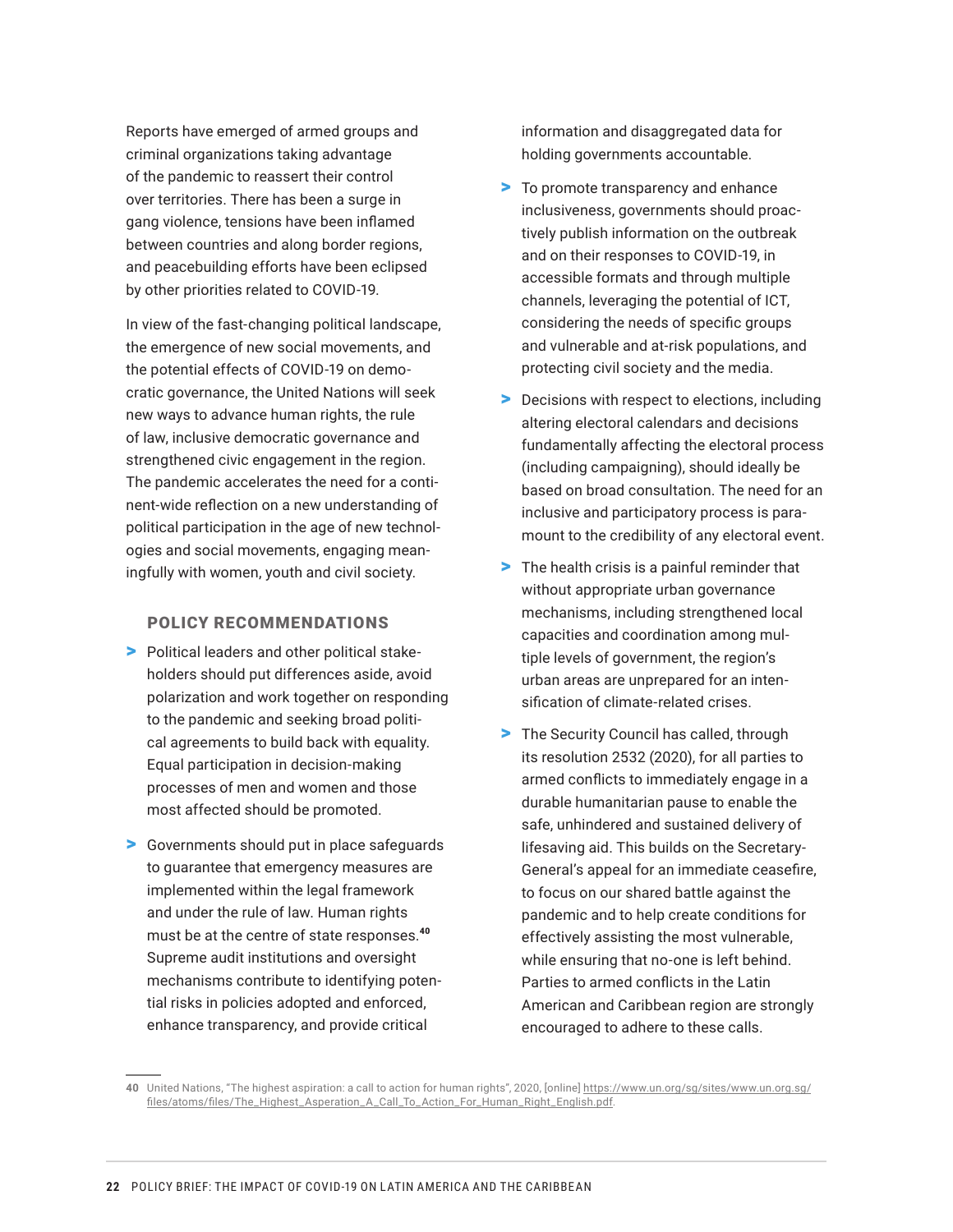Reports have emerged of armed groups and criminal organizations taking advantage of the pandemic to reassert their control over territories. There has been a surge in gang violence, tensions have been inflamed between countries and along border regions, and peacebuilding efforts have been eclipsed by other priorities related to COVID-19.

In view of the fast-changing political landscape, the emergence of new social movements, and the potential effects of COVID-19 on democratic governance, the United Nations will seek new ways to advance human rights, the rule of law, inclusive democratic governance and strengthened civic engagement in the region. The pandemic accelerates the need for a continent-wide reflection on a new understanding of political participation in the age of new technologies and social movements, engaging meaningfully with women, youth and civil society.

### POLICY RECOMMENDATIONS

- Political leaders and other political stakeholders should put differences aside, avoid polarization and work together on responding to the pandemic and seeking broad political agreements to build back with equality. Equal participation in decision-making processes of men and women and those most affected should be promoted.
- Governments should put in place safeguards to guarantee that emergency measures are implemented within the legal framework and under the rule of law. Human rights must be at the centre of state responses.[40] Supreme audit institutions and oversight mechanisms contribute to identifying potential risks in policies adopted and enforced, enhance transparency, and provide critical information and disaggregated data for holding governments accountable.
- To promote transparency and enhance inclusiveness, governments should proactively publish information on the outbreak and on their responses to COVID-19, in accessible formats and through multiple channels, leveraging the potential of ICT, considering the needs of specific groups and vulnerable and at-risk populations, and protecting civil society and the media.
- Decisions with respect to elections, including altering electoral calendars and decisions fundamentally affecting the electoral process (including campaigning), should ideally be based on broad consultation. The need for an inclusive and participatory process is paramount to the credibility of any electoral event.
- The health crisis is a painful reminder that without appropriate urban governance mechanisms, including strengthened local capacities and coordination among multiple levels of government, the region's urban areas are unprepared for an intensification of climate-related crises.
- The Security Council has called, through its resolution 2532 (2020), for all parties to armed conflicts to immediately engage in a durable humanitarian pause to enable the safe, unhindered and sustained delivery of lifesaving aid. This builds on the Secretary-General's appeal for an immediate ceasefire, to focus on our shared battle against the pandemic and to help create conditions for effectively assisting the most vulnerable, while ensuring that no-one is left behind. Parties to armed conflicts in the Latin American and Caribbean region are strongly encouraged to adhere to these calls.

---

40 United Nations, "The highest aspiration: a call to action for human rights", 2020, [online] https://www.un.org/sg/sites/www.un.org.sg/files/atoms/files/The_Highest_Asperation_A_Call_To_Action_For_Human_Right_English.pdf.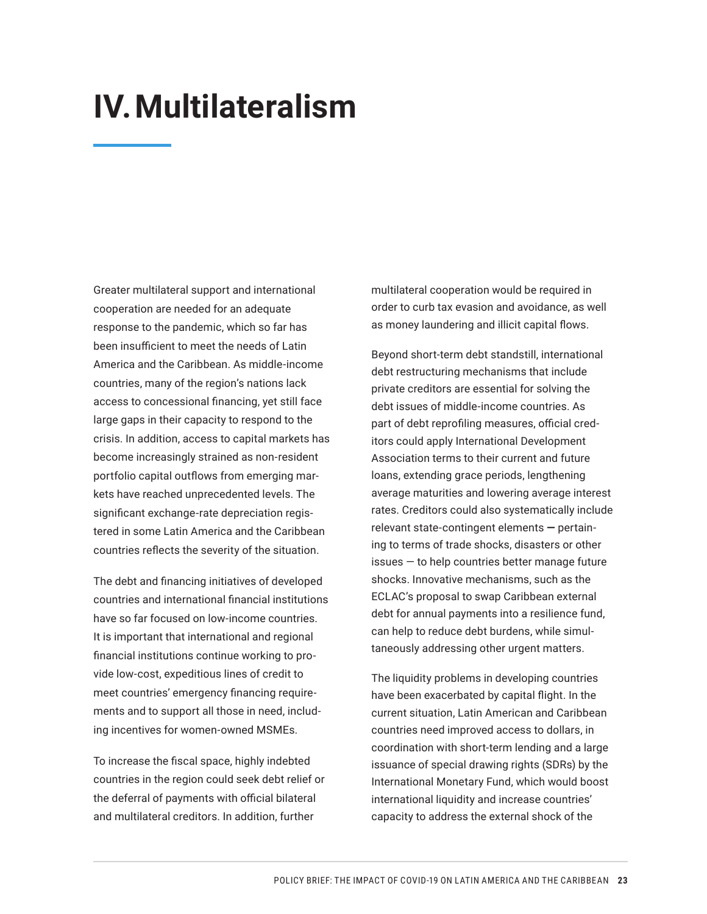# IV. Multilateralism

Greater multilateral support and international cooperation are needed for an adequate response to the pandemic, which so far has been insufficient to meet the needs of Latin America and the Caribbean. As middle-income countries, many of the region's nations lack access to concessional financing, yet still face large gaps in their capacity to respond to the crisis. In addition, access to capital markets has become increasingly strained as non-resident portfolio capital outflows from emerging markets have reached unprecedented levels. The significant exchange-rate depreciation registered in some Latin America and the Caribbean countries reflects the severity of the situation.

The debt and financing initiatives of developed countries and international financial institutions have so far focused on low-income countries. It is important that international and regional financial institutions continue working to provide low-cost, expeditious lines of credit to meet countries' emergency financing requirements and to support all those in need, including incentives for women-owned MSMEs.

To increase the fiscal space, highly indebted countries in the region could seek debt relief or the deferral of payments with official bilateral and multilateral creditors. In addition, further multilateral cooperation would be required in order to curb tax evasion and avoidance, as well as money laundering and illicit capital flows.

Beyond short-term debt standstill, international debt restructuring mechanisms that include private creditors are essential for solving the debt issues of middle-income countries. As part of debt reprofiling measures, official creditors could apply International Development Association terms to their current and future loans, extending grace periods, lengthening average maturities and lowering average interest rates. Creditors could also systematically include relevant state-contingent elements — pertaining to terms of trade shocks, disasters or other issues — to help countries better manage future shocks. Innovative mechanisms, such as the ECLAC's proposal to swap Caribbean external debt for annual payments into a resilience fund, can help to reduce debt burdens, while simultaneously addressing other urgent matters.

The liquidity problems in developing countries have been exacerbated by capital flight. In the current situation, Latin American and Caribbean countries need improved access to dollars, in coordination with short-term lending and a large issuance of special drawing rights (SDRs) by the International Monetary Fund, which would boost international liquidity and increase countries' capacity to address the external shock of the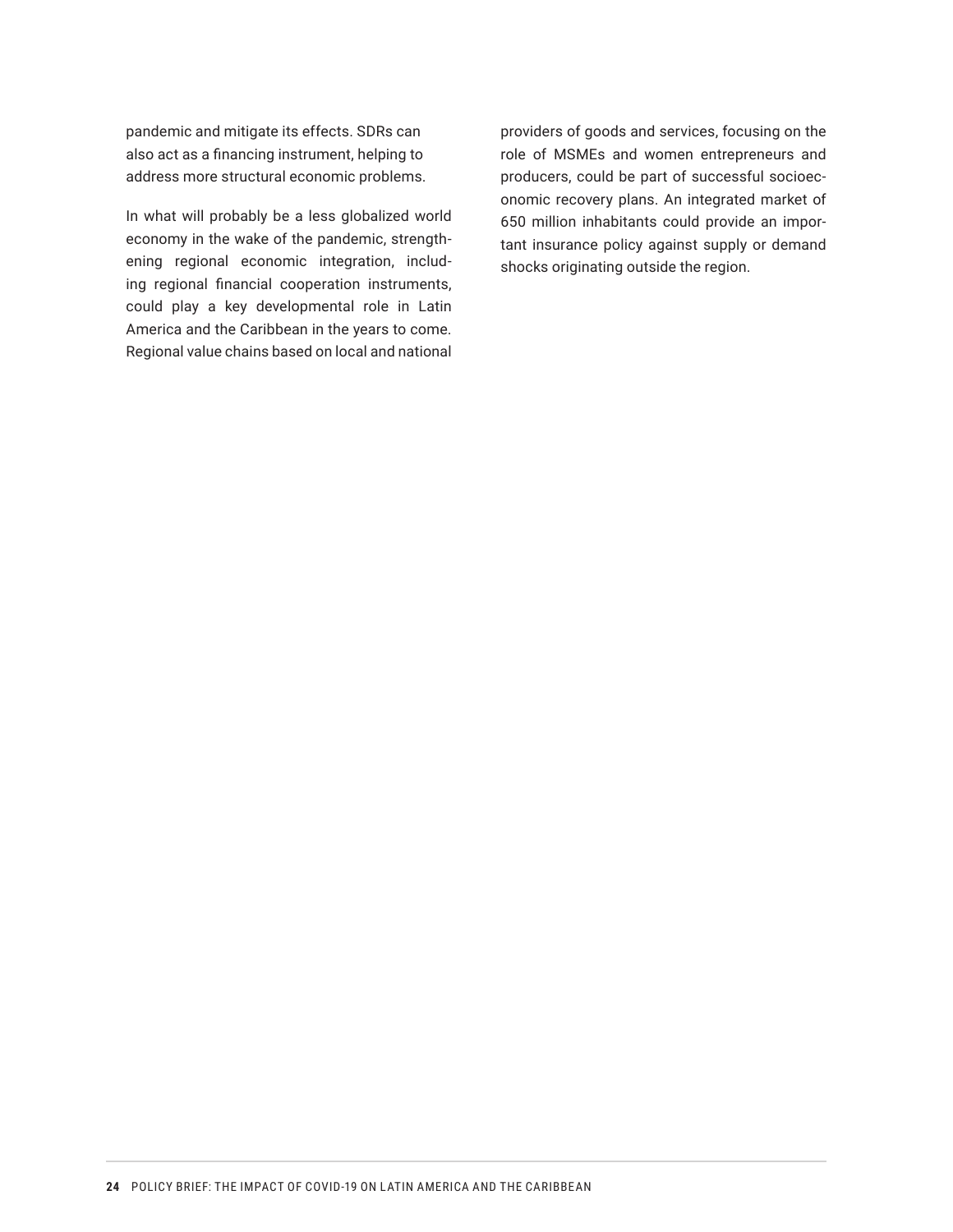pandemic and mitigate its effects. SDRs can also act as a financing instrument, helping to address more structural economic problems.

In what will probably be a less globalized world economy in the wake of the pandemic, strengthening regional economic integration, including regional financial cooperation instruments, could play a key developmental role in Latin America and the Caribbean in the years to come. Regional value chains based on local and national providers of goods and services, focusing on the role of MSMEs and women entrepreneurs and producers, could be part of successful socioeconomic recovery plans. An integrated market of 650 million inhabitants could provide an important insurance policy against supply or demand shocks originating outside the region.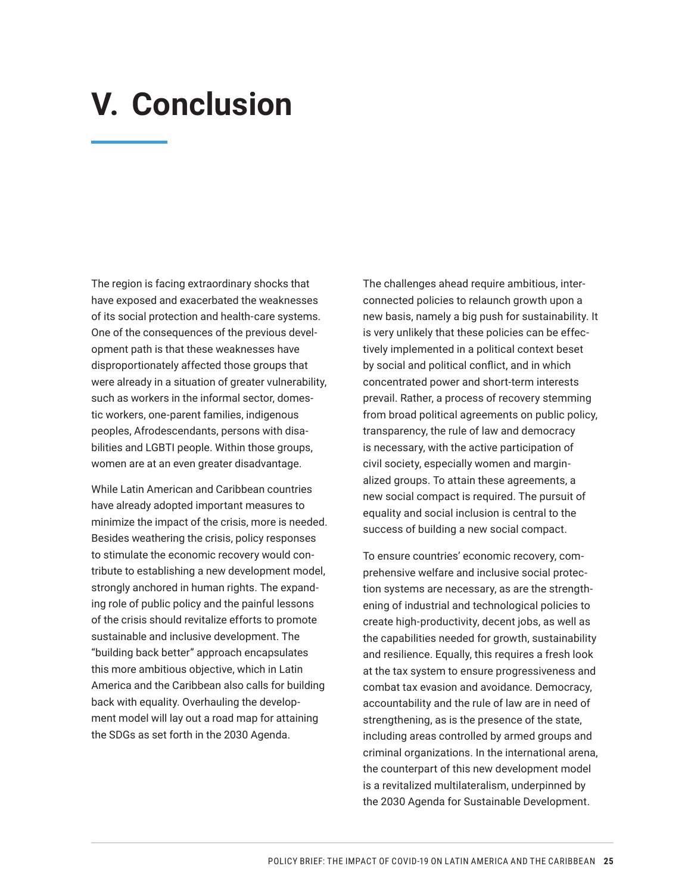# V. Conclusion

The region is facing extraordinary shocks that have exposed and exacerbated the weaknesses of its social protection and health-care systems. One of the consequences of the previous development path is that these weaknesses have disproportionately affected those groups that were already in a situation of greater vulnerability, such as workers in the informal sector, domestic workers, one-parent families, indigenous peoples, Afrodescendants, persons with disabilities and LGBTI people. Within those groups, women are at an even greater disadvantage.

While Latin American and Caribbean countries have already adopted important measures to minimize the impact of the crisis, more is needed. Besides weathering the crisis, policy responses to stimulate the economic recovery would contribute to establishing a new development model, strongly anchored in human rights. The expanding role of public policy and the painful lessons of the crisis should revitalize efforts to promote sustainable and inclusive development. The "building back better" approach encapsulates this more ambitious objective, which in Latin America and the Caribbean also calls for building back with equality. Overhauling the development model will lay out a road map for attaining the SDGs as set forth in the 2030 Agenda.

The challenges ahead require ambitious, interconnected policies to relaunch growth upon a new basis, namely a big push for sustainability. It is very unlikely that these policies can be effectively implemented in a political context beset by social and political conflict, and in which concentrated power and short-term interests prevail. Rather, a process of recovery stemming from broad political agreements on public policy, transparency, the rule of law and democracy is necessary, with the active participation of civil society, especially women and marginalized groups. To attain these agreements, a new social compact is required. The pursuit of equality and social inclusion is central to the success of building a new social compact.

To ensure countries' economic recovery, comprehensive welfare and inclusive social protection systems are necessary, as are the strengthening of industrial and technological policies to create high-productivity, decent jobs, as well as the capabilities needed for growth, sustainability and resilience. Equally, this requires a fresh look at the tax system to ensure progressiveness and combat tax evasion and avoidance. Democracy, accountability and the rule of law are in need of strengthening, as is the presence of the state, including areas controlled by armed groups and criminal organizations. In the international arena, the counterpart of this new development model is a revitalized multilateralism, underpinned by the 2030 Agenda for Sustainable Development.